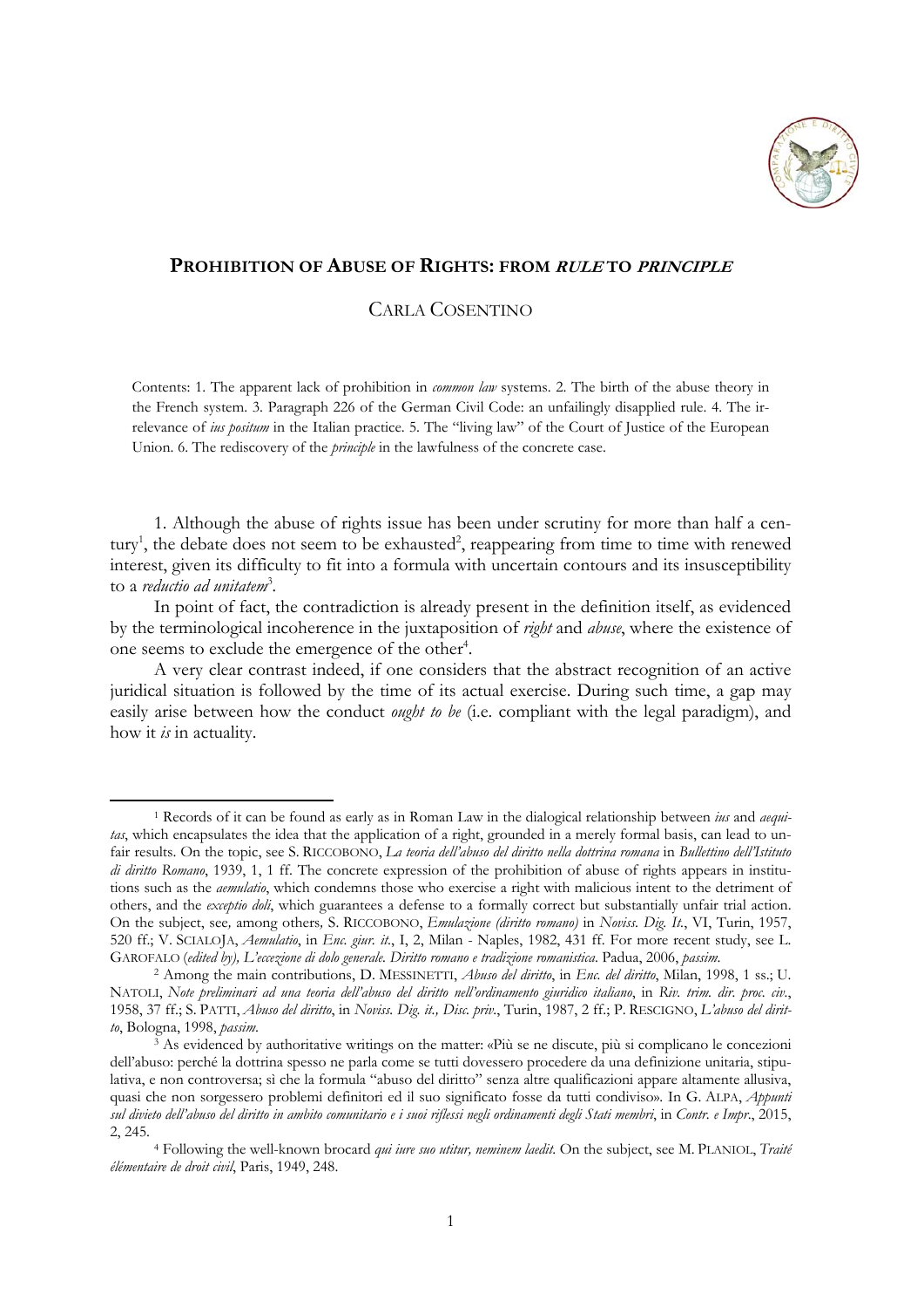# PROHIBITION OF ABUSE OF RIGHTS: FROM *RULE* TO *PRINCIPLE*

CARLA COSENTINO

Contents: 1. The apparent lack of prohibition in *common law* systems. 2. The birth of the abuse theory in the French system. 3. Paragraph 226 of the German Civil Code: an unfailingly disapplied rule. 4. The irrelevance of *ius positum* in the Italian practice. 5. The "living law" of the Court of Justice of the European Union. 6. The rediscovery of the *principle* in the lawfulness of the concrete case.

1. Although the abuse of rights issue has been under scrutiny for more than half a century[1], the debate does not seem to be exhausted[2], reappearing from time to time with renewed interest, given its difficulty to fit into a formula with uncertain contours and its insusceptibility to a *reductio ad unitatem*[3].

In point of fact, the contradiction is already present in the definition itself, as evidenced by the terminological incoherence in the juxtaposition of *right* and *abuse*, where the existence of one seems to exclude the emergence of the other[4].

A very clear contrast indeed, if one considers that the abstract recognition of an active juridical situation is followed by the time of its actual exercise. During such time, a gap may easily arise between how the conduct *ought to be* (i.e. compliant with the legal paradigm), and how it *is* in actuality.

---

[1] Records of it can be found as early as in Roman Law in the dialogical relationship between *ius* and *aequitas*, which encapsulates the idea that the application of a right, grounded in a merely formal basis, can lead to unfair results. On the topic, see S. RICCOBONO, *La teoria dell'abuso del diritto nella dottrina romana* in *Bullettino dell'Istituto di diritto Romano*, 1939, 1, 1 ff. The concrete expression of the prohibition of abuse of rights appears in institutions such as the *aemulatio*, which condemns those who exercise a right with malicious intent to the detriment of others, and the *exceptio doli*, which guarantees a defense to a formally correct but substantially unfair trial action. On the subject, see*,* among others*,* S. RICCOBONO, *Emulazione (diritto romano)* in *Noviss. Dig. It.*, VI, Turin, 1957, 520 ff.; V. SCIALOJA, *Aemulatio*, in *Enc. giur. it.*, I, 2, Milan - Naples, 1982, 431 ff. For more recent study, see L. GAROFALO (*edited by), L'eccezione di dolo generale. Diritto romano e tradizione romanistica*. Padua, 2006, *passim*.

[2] Among the main contributions, D. MESSINETTI, *Abuso del diritto*, in *Enc. del diritto*, Milan, 1998, 1 ss.; U. NATOLI, *Note preliminari ad una teoria dell'abuso del diritto nell'ordinamento giuridico italiano*, in *Riv. trim. dir. proc. civ.*, 1958, 37 ff.; S. PATTI, *Abuso del diritto*, in *Noviss. Dig. it., Disc. priv.*, Turin, 1987, 2 ff.; P. RESCIGNO, *L'abuso del diritto*, Bologna, 1998, *passim*.

[3] As evidenced by authoritative writings on the matter: «Più se ne discute, più si complicano le concezioni dell'abuso: perché la dottrina spesso ne parla come se tutti dovessero procedere da una definizione unitaria, stipulativa, e non controversa; sì che la formula "abuso del diritto" senza altre qualificazioni appare altamente allusiva, quasi che non sorgessero problemi definitori ed il suo significato fosse da tutti condiviso». In G. ALPA, *Appunti sul divieto dell'abuso del diritto in ambito comunitario e i suoi riflessi negli ordinamenti degli Stati membri*, in *Contr. e Impr.*, 2015, 2, 245.

[4] Following the well-known brocard *qui iure suo utitur, neminem laedit*. On the subject, see M. PLANIOL, *Traité élémentaire de droit civil*, Paris, 1949, 248.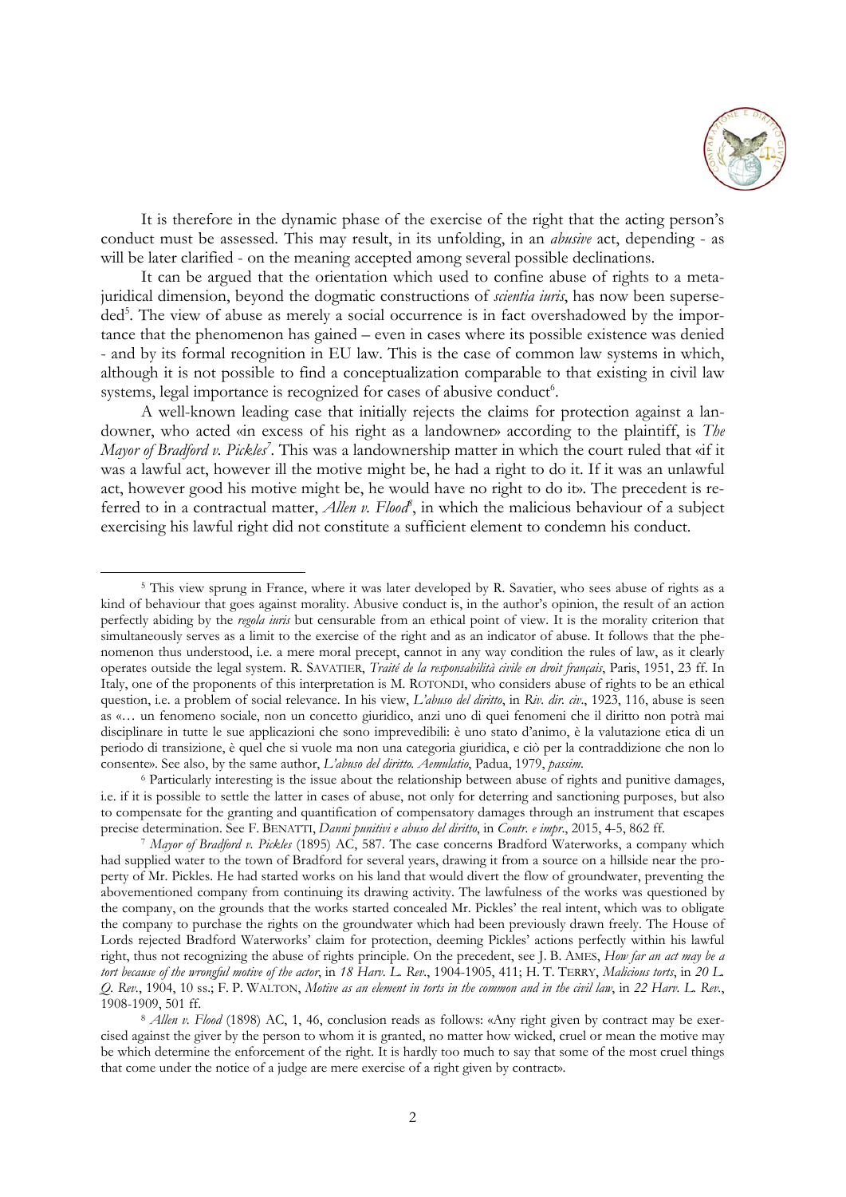It is therefore in the dynamic phase of the exercise of the right that the acting person's conduct must be assessed. This may result, in its unfolding, in an *abusive* act, depending - as will be later clarified - on the meaning accepted among several possible declinations.

It can be argued that the orientation which used to confine abuse of rights to a meta-juridical dimension, beyond the dogmatic constructions of *scientia iuris*, has now been superseded[5]. The view of abuse as merely a social occurrence is in fact overshadowed by the importance that the phenomenon has gained – even in cases where its possible existence was denied - and by its formal recognition in EU law. This is the case of common law systems in which, although it is not possible to find a conceptualization comparable to that existing in civil law systems, legal importance is recognized for cases of abusive conduct[6].

A well-known leading case that initially rejects the claims for protection against a landowner, who acted «in excess of his right as a landowner» according to the plaintiff, is *The Mayor of Bradford v. Pickles*[7]. This was a landownership matter in which the court ruled that «if it was a lawful act, however ill the motive might be, he had a right to do it. If it was an unlawful act, however good his motive might be, he would have no right to do it». The precedent is referred to in a contractual matter, *Allen v. Flood*[8], in which the malicious behaviour of a subject exercising his lawful right did not constitute a sufficient element to condemn his conduct.

---

[5] This view sprung in France, where it was later developed by R. Savatier, who sees abuse of rights as a kind of behaviour that goes against morality. Abusive conduct is, in the author's opinion, the result of an action perfectly abiding by the *regola iuris* but censurable from an ethical point of view. It is the morality criterion that simultaneously serves as a limit to the exercise of the right and as an indicator of abuse. It follows that the phenomenon thus understood, i.e. a mere moral precept, cannot in any way condition the rules of law, as it clearly operates outside the legal system. R. SAVATIER, *Traité de la responsabilità civile en droit français*, Paris, 1951, 23 ff. In Italy, one of the proponents of this interpretation is M. ROTONDI, who considers abuse of rights to be an ethical question, i.e. a problem of social relevance. In his view, *L'abuso del diritto*, in *Riv. dir. civ*., 1923, 116, abuse is seen as «… un fenomeno sociale, non un concetto giuridico, anzi uno di quei fenomeni che il diritto non potrà mai disciplinare in tutte le sue applicazioni che sono imprevedibili: è uno stato d'animo, è la valutazione etica di un periodo di transizione, è quel che si vuole ma non una categoria giuridica, e ciò per la contraddizione che non lo consente». See also, by the same author, *L'abuso del diritto. Aemulatio*, Padua, 1979, *passim*.

[6] Particularly interesting is the issue about the relationship between abuse of rights and punitive damages, i.e. if it is possible to settle the latter in cases of abuse, not only for deterring and sanctioning purposes, but also to compensate for the granting and quantification of compensatory damages through an instrument that escapes precise determination. See F. BENATTI, *Danni punitivi e abuso del diritto*, in *Contr. e impr*., 2015, 4-5, 862 ff.

[7] *Mayor of Bradford v. Pickles* (1895) AC, 587. The case concerns Bradford Waterworks, a company which had supplied water to the town of Bradford for several years, drawing it from a source on a hillside near the property of Mr. Pickles. He had started works on his land that would divert the flow of groundwater, preventing the abovementioned company from continuing its drawing activity. The lawfulness of the works was questioned by the company, on the grounds that the works started concealed Mr. Pickles' the real intent, which was to obligate the company to purchase the rights on the groundwater which had been previously drawn freely. The House of Lords rejected Bradford Waterworks' claim for protection, deeming Pickles' actions perfectly within his lawful right, thus not recognizing the abuse of rights principle. On the precedent, see J. B. AMES, *How far an act may be a tort because of the wrongful motive of the actor*, in *18 Harv. L. Rev*., 1904-1905, 411; H. T. TERRY, *Malicious torts*, in *20 L. Q. Rev*., 1904, 10 ss.; F. P. WALTON, *Motive as an element in torts in the common and in the civil law*, in *22 Harv. L. Rev*., 1908-1909, 501 ff.

[8] *Allen v. Flood* (1898) AC, 1, 46, conclusion reads as follows: «Any right given by contract may be exercised against the giver by the person to whom it is granted, no matter how wicked, cruel or mean the motive may be which determine the enforcement of the right. It is hardly too much to say that some of the most cruel things that come under the notice of a judge are mere exercise of a right given by contract».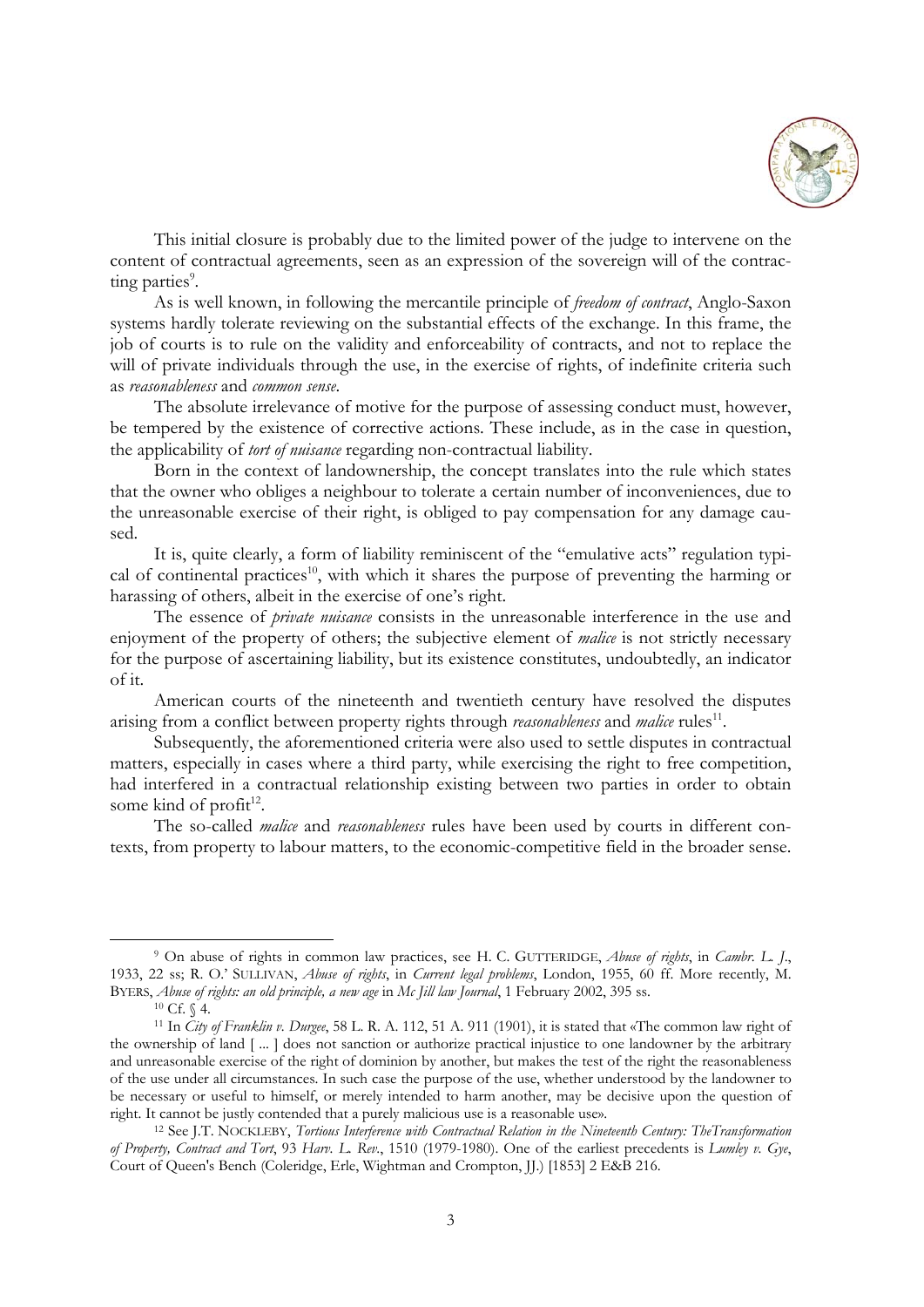This initial closure is probably due to the limited power of the judge to intervene on the content of contractual agreements, seen as an expression of the sovereign will of the contracting parties[9].

As is well known, in following the mercantile principle of *freedom of contract*, Anglo-Saxon systems hardly tolerate reviewing on the substantial effects of the exchange. In this frame, the job of courts is to rule on the validity and enforceability of contracts, and not to replace the will of private individuals through the use, in the exercise of rights, of indefinite criteria such as *reasonableness* and *common sense*.

The absolute irrelevance of motive for the purpose of assessing conduct must, however, be tempered by the existence of corrective actions. These include, as in the case in question, the applicability of *tort of nuisance* regarding non-contractual liability.

Born in the context of landownership, the concept translates into the rule which states that the owner who obliges a neighbour to tolerate a certain number of inconveniences, due to the unreasonable exercise of their right, is obliged to pay compensation for any damage caused.

It is, quite clearly, a form of liability reminiscent of the "emulative acts" regulation typical of continental practices[10], with which it shares the purpose of preventing the harming or harassing of others, albeit in the exercise of one's right.

The essence of *private nuisance* consists in the unreasonable interference in the use and enjoyment of the property of others; the subjective element of *malice* is not strictly necessary for the purpose of ascertaining liability, but its existence constitutes, undoubtedly, an indicator of it.

American courts of the nineteenth and twentieth century have resolved the disputes arising from a conflict between property rights through *reasonableness* and *malice* rules[11].

Subsequently, the aforementioned criteria were also used to settle disputes in contractual matters, especially in cases where a third party, while exercising the right to free competition, had interfered in a contractual relationship existing between two parties in order to obtain some kind of profit[12].

The so-called *malice* and *reasonableness* rules have been used by courts in different contexts, from property to labour matters, to the economic-competitive field in the broader sense.

---

[9] On abuse of rights in common law practices, see H. C. GUTTERIDGE, *Abuse of rights*, in *Cambr. L. J.*, 1933, 22 ss; R. O.' SULLIVAN, *Abuse of rights*, in *Current legal problems*, London, 1955, 60 ff. More recently, M. BYERS, *Abuse of rights: an old principle, a new age* in *Mc Jill law Journal*, 1 February 2002, 395 ss.

[10] Cf. § 4.

[11] In *City of Franklin v. Durgee*, 58 L. R. A. 112, 51 A. 911 (1901), it is stated that «The common law right of the ownership of land [ ... ] does not sanction or authorize practical injustice to one landowner by the arbitrary and unreasonable exercise of the right of dominion by another, but makes the test of the right the reasonableness of the use under all circumstances. In such case the purpose of the use, whether understood by the landowner to be necessary or useful to himself, or merely intended to harm another, may be decisive upon the question of right. It cannot be justly contended that a purely malicious use is a reasonable use».

[12] See J.T. NOCKLEBY, *Tortious Interference with Contractual Relation in the Nineteenth Century: TheTransformation of Property, Contract and Tort*, 93 *Harv. L. Rev.*, 1510 (1979-1980). One of the earliest precedents is *Lumley v. Gye*, Court of Queen's Bench (Coleridge, Erle, Wightman and Crompton, JJ.) [1853] 2 E&B 216.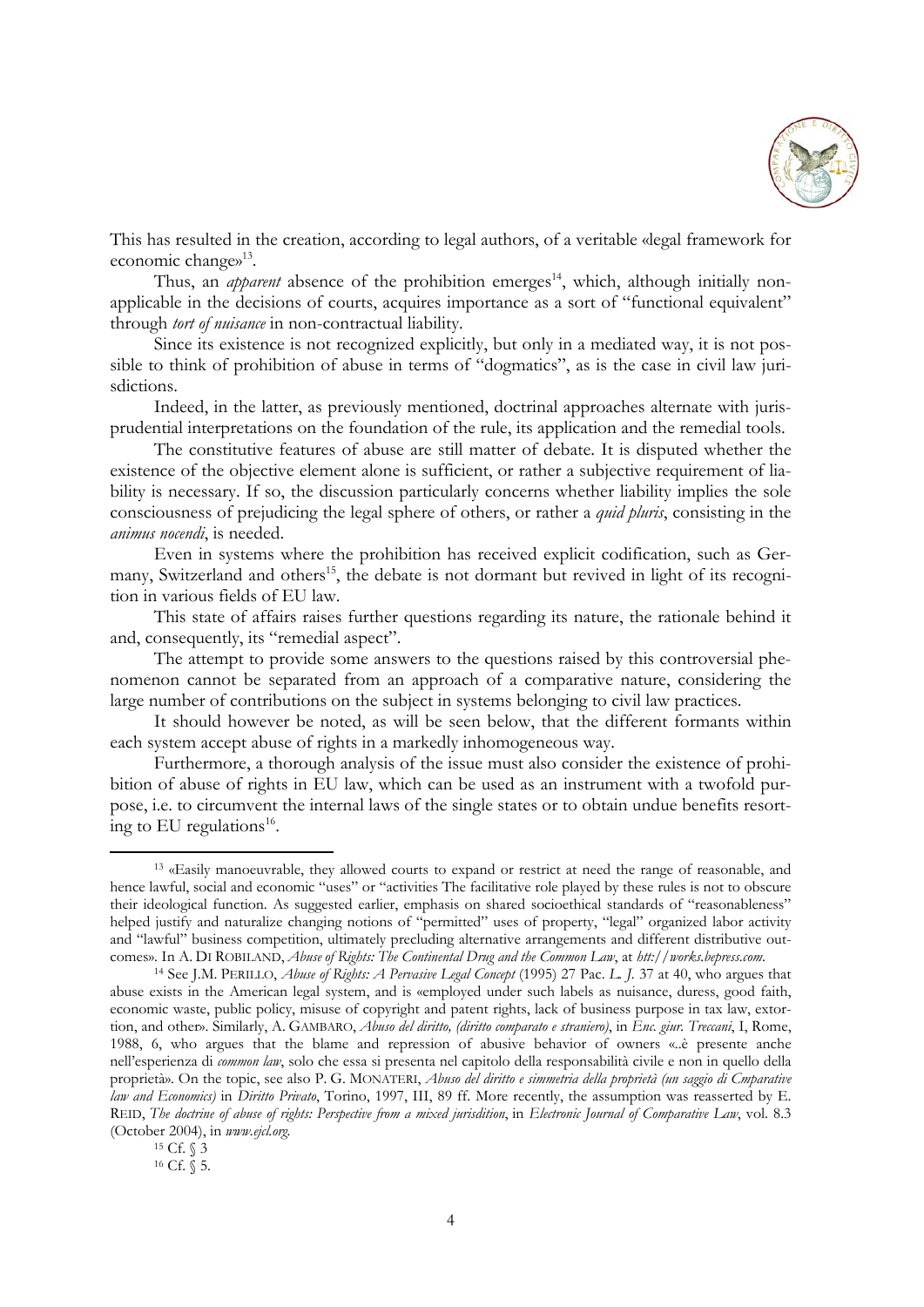This has resulted in the creation, according to legal authors, of a veritable «legal framework for economic change»[13].

Thus, an *apparent* absence of the prohibition emerges[14], which, although initially non-applicable in the decisions of courts, acquires importance as a sort of "functional equivalent" through *tort of nuisance* in non-contractual liability.

Since its existence is not recognized explicitly, but only in a mediated way, it is not possible to think of prohibition of abuse in terms of "dogmatics", as is the case in civil law jurisdictions.

Indeed, in the latter, as previously mentioned, doctrinal approaches alternate with jurisprudential interpretations on the foundation of the rule, its application and the remedial tools.

The constitutive features of abuse are still matter of debate. It is disputed whether the existence of the objective element alone is sufficient, or rather a subjective requirement of liability is necessary. If so, the discussion particularly concerns whether liability implies the sole consciousness of prejudicing the legal sphere of others, or rather a *quid pluris*, consisting in the *animus nocendi*, is needed.

Even in systems where the prohibition has received explicit codification, such as Germany, Switzerland and others[15], the debate is not dormant but revived in light of its recognition in various fields of EU law.

This state of affairs raises further questions regarding its nature, the rationale behind it and, consequently, its "remedial aspect".

The attempt to provide some answers to the questions raised by this controversial phenomenon cannot be separated from an approach of a comparative nature, considering the large number of contributions on the subject in systems belonging to civil law practices.

It should however be noted, as will be seen below, that the different formants within each system accept abuse of rights in a markedly inhomogeneous way.

Furthermore, a thorough analysis of the issue must also consider the existence of prohibition of abuse of rights in EU law, which can be used as an instrument with a twofold purpose, i.e. to circumvent the internal laws of the single states or to obtain undue benefits resorting to EU regulations[16].

---

[13] «Easily manoeuvrable, they allowed courts to expand or restrict at need the range of reasonable, and hence lawful, social and economic "uses" or "activities The facilitative role played by these rules is not to obscure their ideological function. As suggested earlier, emphasis on shared socioethical standards of "reasonableness" helped justify and naturalize changing notions of "permitted" uses of property, "legal" organized labor activity and "lawful" business competition, ultimately precluding alternative arrangements and different distributive outcomes». In A. DI ROBILAND, *Abuse of Rights: The Continental Drug and the Common Law*, at *htt://works.bepress.com*.

[14] See J.M. PERILLO, *Abuse of Rights: A Pervasive Legal Concept* (1995) 27 Pac. *L. J.* 37 at 40, who argues that abuse exists in the American legal system, and is «employed under such labels as nuisance, duress, good faith, economic waste, public policy, misuse of copyright and patent rights, lack of business purpose in tax law, extortion, and other». Similarly, A. GAMBARO, *Abuso del diritto, (diritto comparato e straniero)*, in *Enc. giur. Treccani*, I, Rome, 1988, 6, who argues that the blame and repression of abusive behavior of owners «..è presente anche nell'esperienza di *common law*, solo che essa si presenta nel capitolo della responsabilità civile e non in quello della proprietà». On the topic, see also P. G. MONATERI, *Abuso del diritto e simmetria della proprietà (un saggio di Cmparative law and Economics)* in *Diritto Privato*, Torino, 1997, III, 89 ff. More recently, the assumption was reasserted by E. REID, *The doctrine of abuse of rights: Perspective from a mixed jurisdition*, in *Electronic Journal of Comparative Law*, vol. 8.3 (October 2004), in *www.ejcl.org.*

[15] Cf. § 3

[16] Cf. § 5.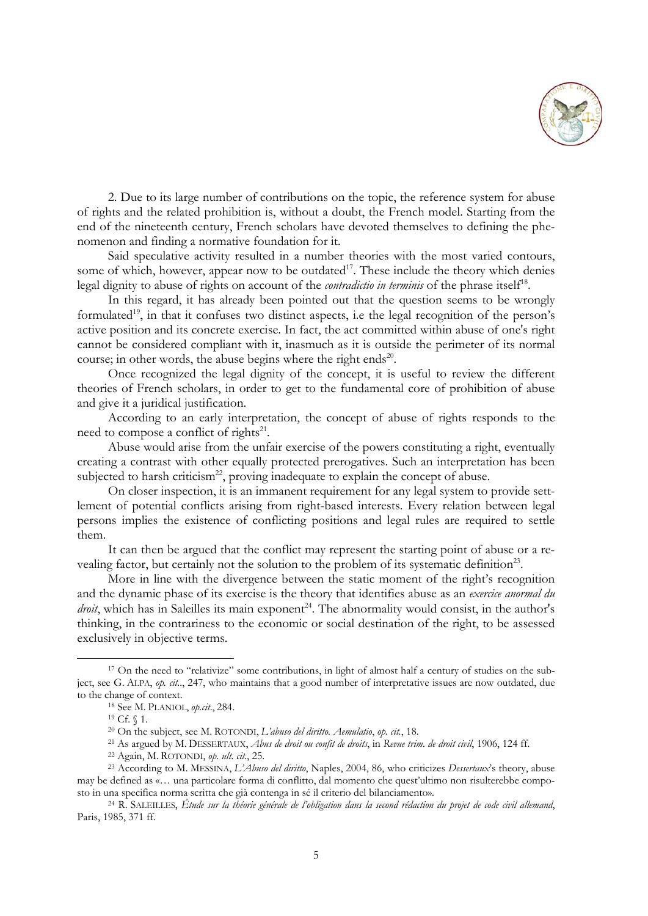2. Due to its large number of contributions on the topic, the reference system for abuse of rights and the related prohibition is, without a doubt, the French model. Starting from the end of the nineteenth century, French scholars have devoted themselves to defining the phenomenon and finding a normative foundation for it.

Said speculative activity resulted in a number theories with the most varied contours, some of which, however, appear now to be outdated[17]. These include the theory which denies legal dignity to abuse of rights on account of the *contradictio in terminis* of the phrase itself[18].

In this regard, it has already been pointed out that the question seems to be wrongly formulated[19], in that it confuses two distinct aspects, i.e the legal recognition of the person's active position and its concrete exercise. In fact, the act committed within abuse of one's right cannot be considered compliant with it, inasmuch as it is outside the perimeter of its normal course; in other words, the abuse begins where the right ends[20].

Once recognized the legal dignity of the concept, it is useful to review the different theories of French scholars, in order to get to the fundamental core of prohibition of abuse and give it a juridical justification.

According to an early interpretation, the concept of abuse of rights responds to the need to compose a conflict of rights[21].

Abuse would arise from the unfair exercise of the powers constituting a right, eventually creating a contrast with other equally protected prerogatives. Such an interpretation has been subjected to harsh criticism[22], proving inadequate to explain the concept of abuse.

On closer inspection, it is an immanent requirement for any legal system to provide settlement of potential conflicts arising from right-based interests. Every relation between legal persons implies the existence of conflicting positions and legal rules are required to settle them.

It can then be argued that the conflict may represent the starting point of abuse or a revealing factor, but certainly not the solution to the problem of its systematic definition[23].

More in line with the divergence between the static moment of the right's recognition and the dynamic phase of its exercise is the theory that identifies abuse as an *exercice anormal du droit*, which has in Saleilles its main exponent[24]. The abnormality would consist, in the author's thinking, in the contrariness to the economic or social destination of the right, to be assessed exclusively in objective terms.

---

[17] On the need to "relativize" some contributions, in light of almost half a century of studies on the subject, see G. ALPA, *op. cit.*., 247, who maintains that a good number of interpretative issues are now outdated, due to the change of context.

[18] See M. PLANIOL, *op.cit.*, 284.

[19] Cf. § 1.

[20] On the subject, see M. ROTONDI, *L'abuso del diritto. Aemulatio*, *op. cit.*, 18.

[21] As argued by M. DESSERTAUX, *Abus de droit ou confit de droits*, in *Revue trim. de droit civil*, 1906, 124 ff.

[22] Again, M. ROTONDI, *op. ult. cit.*, 25.

[23] According to M. MESSINA, *L'Abuso del diritto*, Naples, 2004, 86, who criticizes *Dessertaux*'s theory, abuse may be defined as «… una particolare forma di conflitto, dal momento che quest'ultimo non risulterebbe composto in una specifica norma scritta che già contenga in sé il criterio del bilanciamento».

[24] R. SALEILLES, *Étude sur la théorie générale de l'obligation dans la second rédaction du projet de code civil allemand*, Paris, 1985, 371 ff.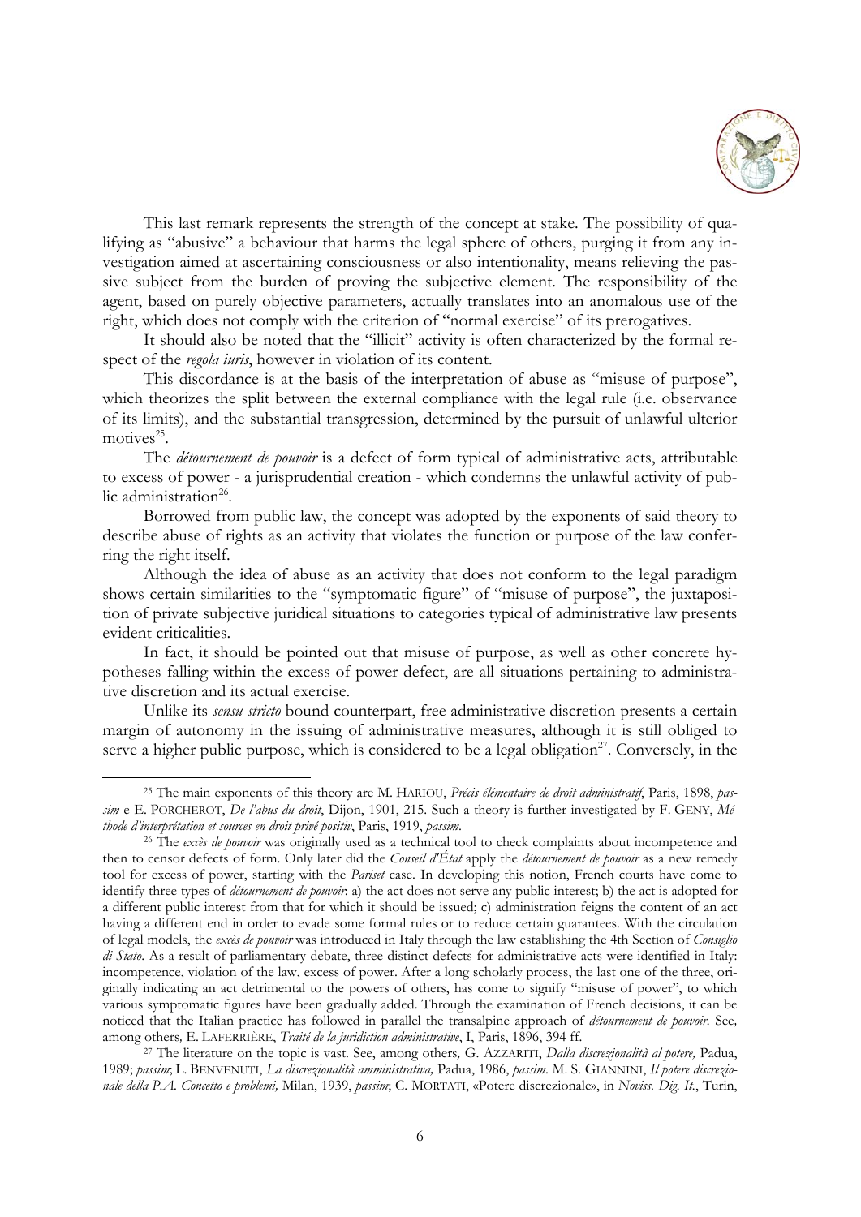This last remark represents the strength of the concept at stake. The possibility of qualifying as "abusive" a behaviour that harms the legal sphere of others, purging it from any investigation aimed at ascertaining consciousness or also intentionality, means relieving the passive subject from the burden of proving the subjective element. The responsibility of the agent, based on purely objective parameters, actually translates into an anomalous use of the right, which does not comply with the criterion of "normal exercise" of its prerogatives.

It should also be noted that the "illicit" activity is often characterized by the formal respect of the *regola iuris*, however in violation of its content.

This discordance is at the basis of the interpretation of abuse as "misuse of purpose", which theorizes the split between the external compliance with the legal rule (i.e. observance of its limits), and the substantial transgression, determined by the pursuit of unlawful ulterior motives[25].

The *détournement de pouvoir* is a defect of form typical of administrative acts, attributable to excess of power - a jurisprudential creation - which condemns the unlawful activity of public administration[26].

Borrowed from public law, the concept was adopted by the exponents of said theory to describe abuse of rights as an activity that violates the function or purpose of the law conferring the right itself.

Although the idea of abuse as an activity that does not conform to the legal paradigm shows certain similarities to the "symptomatic figure" of "misuse of purpose", the juxtaposition of private subjective juridical situations to categories typical of administrative law presents evident criticalities.

In fact, it should be pointed out that misuse of purpose, as well as other concrete hypotheses falling within the excess of power defect, are all situations pertaining to administrative discretion and its actual exercise.

Unlike its *sensu stricto* bound counterpart, free administrative discretion presents a certain margin of autonomy in the issuing of administrative measures, although it is still obliged to serve a higher public purpose, which is considered to be a legal obligation[27]. Conversely, in the

---

[25] The main exponents of this theory are M. HARIOU, *Précis élémentaire de droit administratif*, Paris, 1898, *passim* e E. PORCHEROT, *De l'abus du droit*, Dijon, 1901, 215. Such a theory is further investigated by F. GENY, *Méthode d'interprétation et sources en droit privé positiv*, Paris, 1919, *passim*.

[26] The *excès de pouvoir* was originally used as a technical tool to check complaints about incompetence and then to censor defects of form. Only later did the *Conseil d'État* apply the *détournement de pouvoir* as a new remedy tool for excess of power, starting with the *Pariset* case. In developing this notion, French courts have come to identify three types of *détournement de pouvoir*: a) the act does not serve any public interest; b) the act is adopted for a different public interest from that for which it should be issued; c) administration feigns the content of an act having a different end in order to evade some formal rules or to reduce certain guarantees. With the circulation of legal models, the *excès de pouvoir* was introduced in Italy through the law establishing the 4th Section of *Consiglio di Stato*. As a result of parliamentary debate, three distinct defects for administrative acts were identified in Italy: incompetence, violation of the law, excess of power. After a long scholarly process, the last one of the three, originally indicating an act detrimental to the powers of others, has come to signify "misuse of power", to which various symptomatic figures have been gradually added. Through the examination of French decisions, it can be noticed that the Italian practice has followed in parallel the transalpine approach of *détournement de pouvoir*. See, among others, E. LAFERRIÈRE, *Traité de la juridiction administrative*, I, Paris, 1896, 394 ff.

[27] The literature on the topic is vast. See, among others, G. AZZARITI, *Dalla discrezionalità al potere,* Padua, 1989; *passim*; L. BENVENUTI, *La discrezionalità amministrativa,* Padua, 1986, *passim*. M. S. GIANNINI, *Il potere discrezionale della P.A. Concetto e problemi,* Milan, 1939, *passim*; C. MORTATI, «Potere discrezionale», in *Noviss. Dig. It.*, Turin,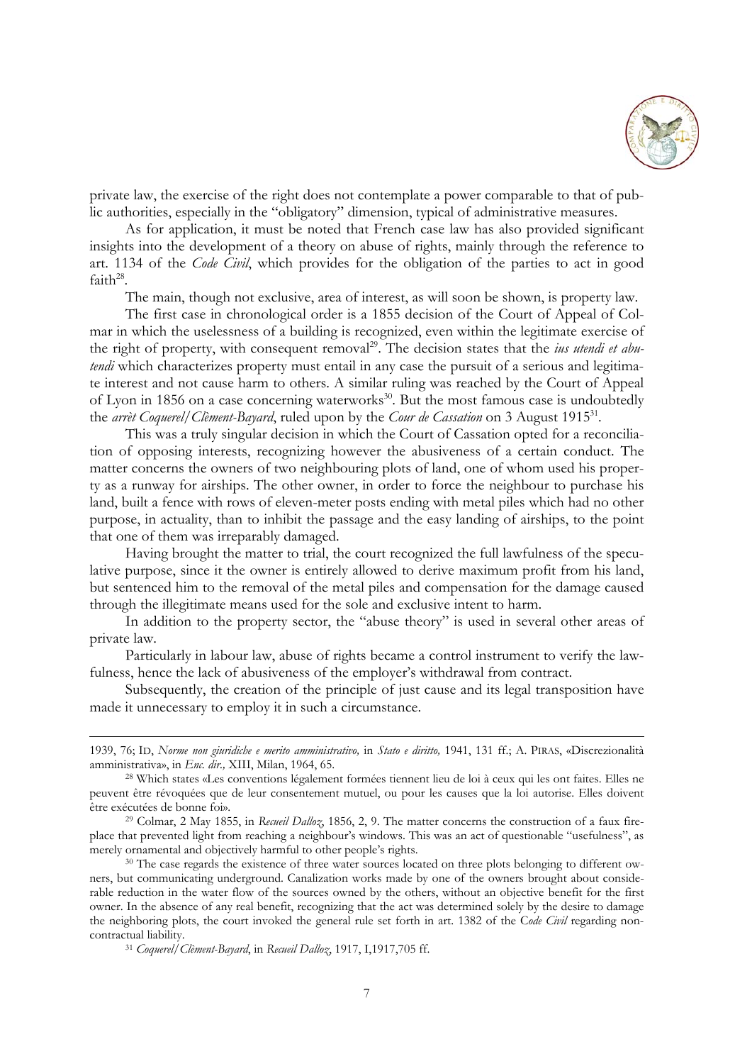private law, the exercise of the right does not contemplate a power comparable to that of public authorities, especially in the "obligatory" dimension, typical of administrative measures.

As for application, it must be noted that French case law has also provided significant insights into the development of a theory on abuse of rights, mainly through the reference to art. 1134 of the *Code Civil*, which provides for the obligation of the parties to act in good faith[28].

The main, though not exclusive, area of interest, as will soon be shown, is property law.

The first case in chronological order is a 1855 decision of the Court of Appeal of Colmar in which the uselessness of a building is recognized, even within the legitimate exercise of the right of property, with consequent removal[29]. The decision states that the *ius utendi et abutendi* which characterizes property must entail in any case the pursuit of a serious and legitimate interest and not cause harm to others. A similar ruling was reached by the Court of Appeal of Lyon in 1856 on a case concerning waterworks[30]. But the most famous case is undoubtedly the *arrèt Coquerel/Clèment-Bayard*, ruled upon by the *Cour de Cassation* on 3 August 1915[31].

This was a truly singular decision in which the Court of Cassation opted for a reconciliation of opposing interests, recognizing however the abusiveness of a certain conduct. The matter concerns the owners of two neighbouring plots of land, one of whom used his property as a runway for airships. The other owner, in order to force the neighbour to purchase his land, built a fence with rows of eleven-meter posts ending with metal piles which had no other purpose, in actuality, than to inhibit the passage and the easy landing of airships, to the point that one of them was irreparably damaged.

Having brought the matter to trial, the court recognized the full lawfulness of the speculative purpose, since it the owner is entirely allowed to derive maximum profit from his land, but sentenced him to the removal of the metal piles and compensation for the damage caused through the illegitimate means used for the sole and exclusive intent to harm.

In addition to the property sector, the "abuse theory" is used in several other areas of private law.

Particularly in labour law, abuse of rights became a control instrument to verify the lawfulness, hence the lack of abusiveness of the employer's withdrawal from contract.

Subsequently, the creation of the principle of just cause and its legal transposition have made it unnecessary to employ it in such a circumstance.

---

1939, 76; ID, *Norme non giuridiche e merito amministrativo,* in *Stato e diritto,* 1941, 131 ff.; A. PIRAS, «Discrezionalità amministrativa», in *Enc. dir.,* XIII, Milan, 1964, 65.

[28] Which states «Les conventions légalement formées tiennent lieu de loi à ceux qui les ont faites. Elles ne peuvent être révoquées que de leur consentement mutuel, ou pour les causes que la loi autorise. Elles doivent être exécutées de bonne foi».

[29] Colmar, 2 May 1855, in *Recueil Dalloz,* 1856, 2, 9. The matter concerns the construction of a faux fireplace that prevented light from reaching a neighbour's windows. This was an act of questionable "usefulness", as merely ornamental and objectively harmful to other people's rights.

[30] The case regards the existence of three water sources located on three plots belonging to different owners, but communicating underground. Canalization works made by one of the owners brought about considerable reduction in the water flow of the sources owned by the others, without an objective benefit for the first owner. In the absence of any real benefit, recognizing that the act was determined solely by the desire to damage the neighboring plots, the court invoked the general rule set forth in art. 1382 of the C*ode Civil* regarding non-contractual liability.

[31] *Coquerel/Clèment-Bayard*, in *Recueil Dalloz*, 1917, I,1917,705 ff.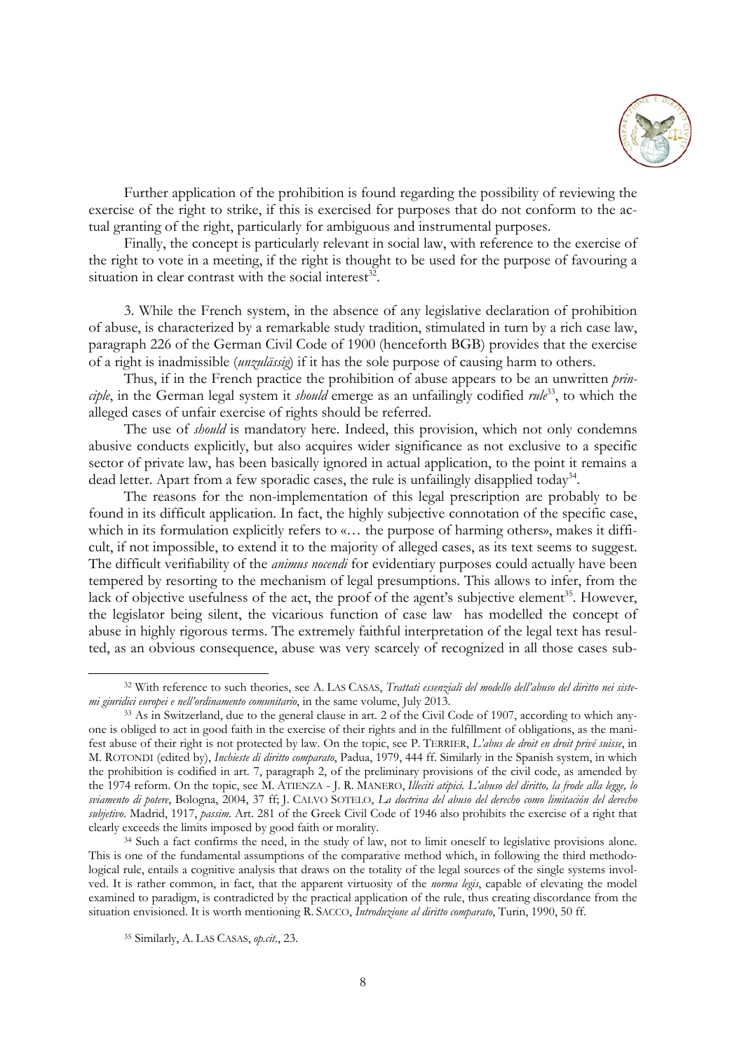Further application of the prohibition is found regarding the possibility of reviewing the exercise of the right to strike, if this is exercised for purposes that do not conform to the actual granting of the right, particularly for ambiguous and instrumental purposes.

Finally, the concept is particularly relevant in social law, with reference to the exercise of the right to vote in a meeting, if the right is thought to be used for the purpose of favouring a situation in clear contrast with the social interest[32].

3. While the French system, in the absence of any legislative declaration of prohibition of abuse, is characterized by a remarkable study tradition, stimulated in turn by a rich case law, paragraph 226 of the German Civil Code of 1900 (henceforth BGB) provides that the exercise of a right is inadmissible (*unzulässig*) if it has the sole purpose of causing harm to others.

Thus, if in the French practice the prohibition of abuse appears to be an unwritten *principle*, in the German legal system it *should* emerge as an unfailingly codified *rule*[33], to which the alleged cases of unfair exercise of rights should be referred.

The use of *should* is mandatory here. Indeed, this provision, which not only condemns abusive conducts explicitly, but also acquires wider significance as not exclusive to a specific sector of private law, has been basically ignored in actual application, to the point it remains a dead letter. Apart from a few sporadic cases, the rule is unfailingly disapplied today[34].

The reasons for the non-implementation of this legal prescription are probably to be found in its difficult application. In fact, the highly subjective connotation of the specific case, which in its formulation explicitly refers to «… the purpose of harming others», makes it difficult, if not impossible, to extend it to the majority of alleged cases, as its text seems to suggest. The difficult verifiability of the *animus nocendi* for evidentiary purposes could actually have been tempered by resorting to the mechanism of legal presumptions. This allows to infer, from the lack of objective usefulness of the act, the proof of the agent's subjective element[35]. However, the legislator being silent, the vicarious function of case law has modelled the concept of abuse in highly rigorous terms. The extremely faithful interpretation of the legal text has resulted, as an obvious consequence, abuse was very scarcely of recognized in all those cases sub-

---

[32] With reference to such theories, see A. LAS CASAS, *Trattati essenziali del modello dell'abuso del diritto nei sistemi giuridici europei e nell'ordinamento comunitario*, in the same volume, July 2013.

[33] As in Switzerland, due to the general clause in art. 2 of the Civil Code of 1907, according to which anyone is obliged to act in good faith in the exercise of their rights and in the fulfillment of obligations, as the manifest abuse of their right is not protected by law. On the topic, see P. TERRIER, *L'abus de droit en droit privé suisse*, in M. ROTONDI (edited by), *Inchieste di diritto comparato*, Padua, 1979, 444 ff. Similarly in the Spanish system, in which the prohibition is codified in art. 7, paragraph 2, of the preliminary provisions of the civil code, as amended by the 1974 reform. On the topic, see M. ATIENZA - J. R. MANERO, *Illeciti atipici. L'abuso del diritto, la frode alla legge, lo sviamento di potere*, Bologna, 2004, 37 ff; J. CALVO SOTELO, *La doctrina del abuso del derecho como limitación del derecho subjetivo*. Madrid, 1917, *passim*. Art. 281 of the Greek Civil Code of 1946 also prohibits the exercise of a right that clearly exceeds the limits imposed by good faith or morality.

[34] Such a fact confirms the need, in the study of law, not to limit oneself to legislative provisions alone. This is one of the fundamental assumptions of the comparative method which, in following the third methodological rule, entails a cognitive analysis that draws on the totality of the legal sources of the single systems involved. It is rather common, in fact, that the apparent virtuosity of the *norma legis*, capable of elevating the model examined to paradigm, is contradicted by the practical application of the rule, thus creating discordance from the situation envisioned. It is worth mentioning R. SACCO, *Introduzione al diritto comparato*, Turin, 1990, 50 ff.

[35] Similarly, A. LAS CASAS, *op.cit.*, 23.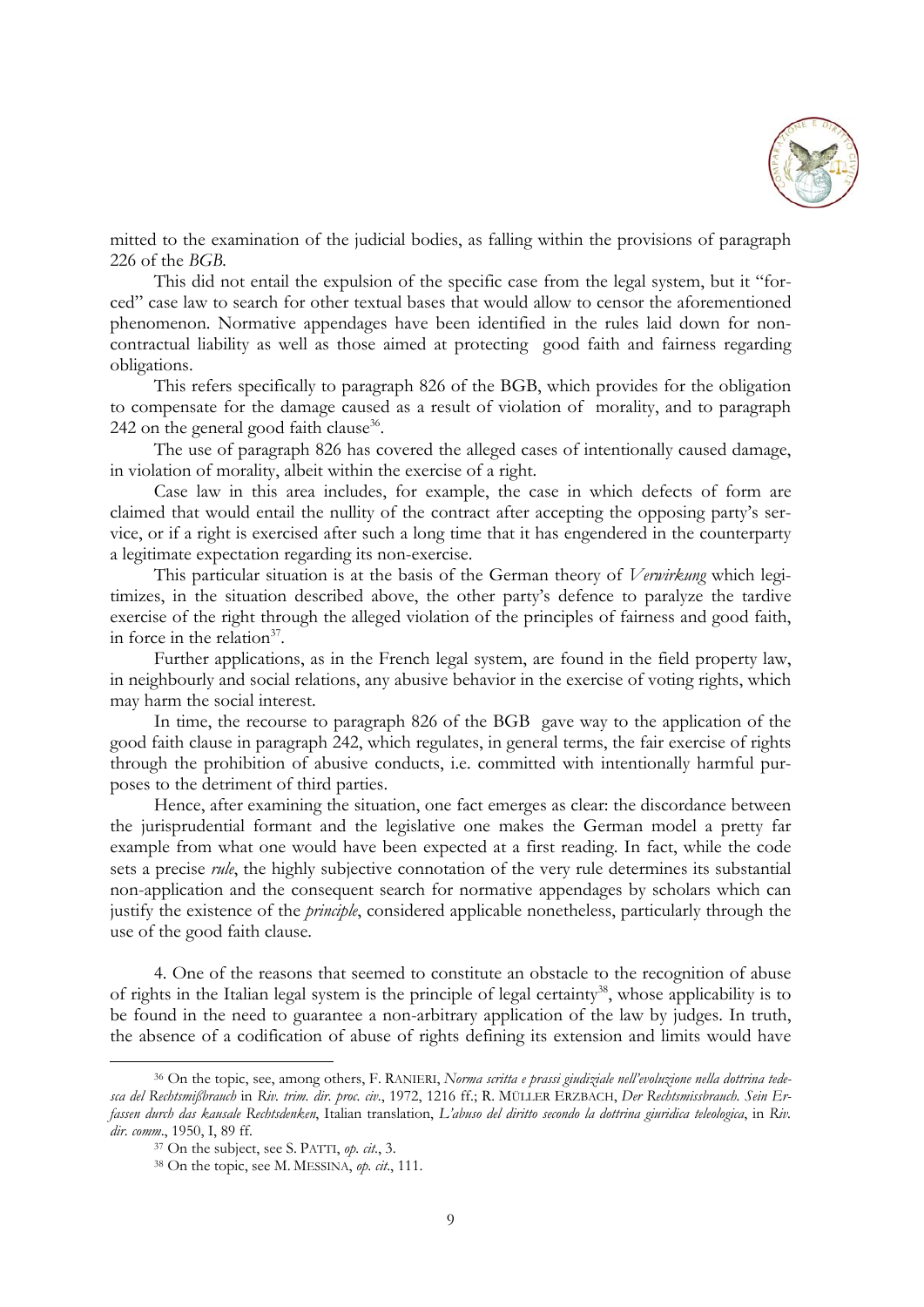mitted to the examination of the judicial bodies, as falling within the provisions of paragraph 226 of the *BGB*.

This did not entail the expulsion of the specific case from the legal system, but it "forced" case law to search for other textual bases that would allow to censor the aforementioned phenomenon. Normative appendages have been identified in the rules laid down for non-contractual liability as well as those aimed at protecting good faith and fairness regarding obligations.

This refers specifically to paragraph 826 of the BGB, which provides for the obligation to compensate for the damage caused as a result of violation of morality, and to paragraph 242 on the general good faith clause[36].

The use of paragraph 826 has covered the alleged cases of intentionally caused damage, in violation of morality, albeit within the exercise of a right.

Case law in this area includes, for example, the case in which defects of form are claimed that would entail the nullity of the contract after accepting the opposing party's service, or if a right is exercised after such a long time that it has engendered in the counterparty a legitimate expectation regarding its non-exercise.

This particular situation is at the basis of the German theory of *Verwirkung* which legitimizes, in the situation described above, the other party's defence to paralyze the tardive exercise of the right through the alleged violation of the principles of fairness and good faith, in force in the relation[37].

Further applications, as in the French legal system, are found in the field property law, in neighbourly and social relations, any abusive behavior in the exercise of voting rights, which may harm the social interest.

In time, the recourse to paragraph 826 of the BGB gave way to the application of the good faith clause in paragraph 242, which regulates, in general terms, the fair exercise of rights through the prohibition of abusive conducts, i.e. committed with intentionally harmful purposes to the detriment of third parties.

Hence, after examining the situation, one fact emerges as clear: the discordance between the jurisprudential formant and the legislative one makes the German model a pretty far example from what one would have been expected at a first reading. In fact, while the code sets a precise *rule*, the highly subjective connotation of the very rule determines its substantial non-application and the consequent search for normative appendages by scholars which can justify the existence of the *principle*, considered applicable nonetheless, particularly through the use of the good faith clause.

4. One of the reasons that seemed to constitute an obstacle to the recognition of abuse of rights in the Italian legal system is the principle of legal certainty[38], whose applicability is to be found in the need to guarantee a non-arbitrary application of the law by judges. In truth, the absence of a codification of abuse of rights defining its extension and limits would have

---

[36] On the topic, see, among others, F. RANIERI, *Norma scritta e prassi giudiziale nell'evoluzione nella dottrina tedesca del Rechtsmißbrauch* in *Riv. trim. dir. proc. civ.*, 1972, 1216 ff.; R. MÜLLER ERZBACH, *Der Rechtsmissbrauch. Sein Erfassen durch das kausale Rechtsdenken*, Italian translation, *L'abuso del diritto secondo la dottrina giuridica teleologica*, in *Riv. dir. comm.*, 1950, I, 89 ff.

[37] On the subject, see S. PATTI, *op. cit.*, 3.

[38] On the topic, see M. MESSINA, *op. cit.*, 111.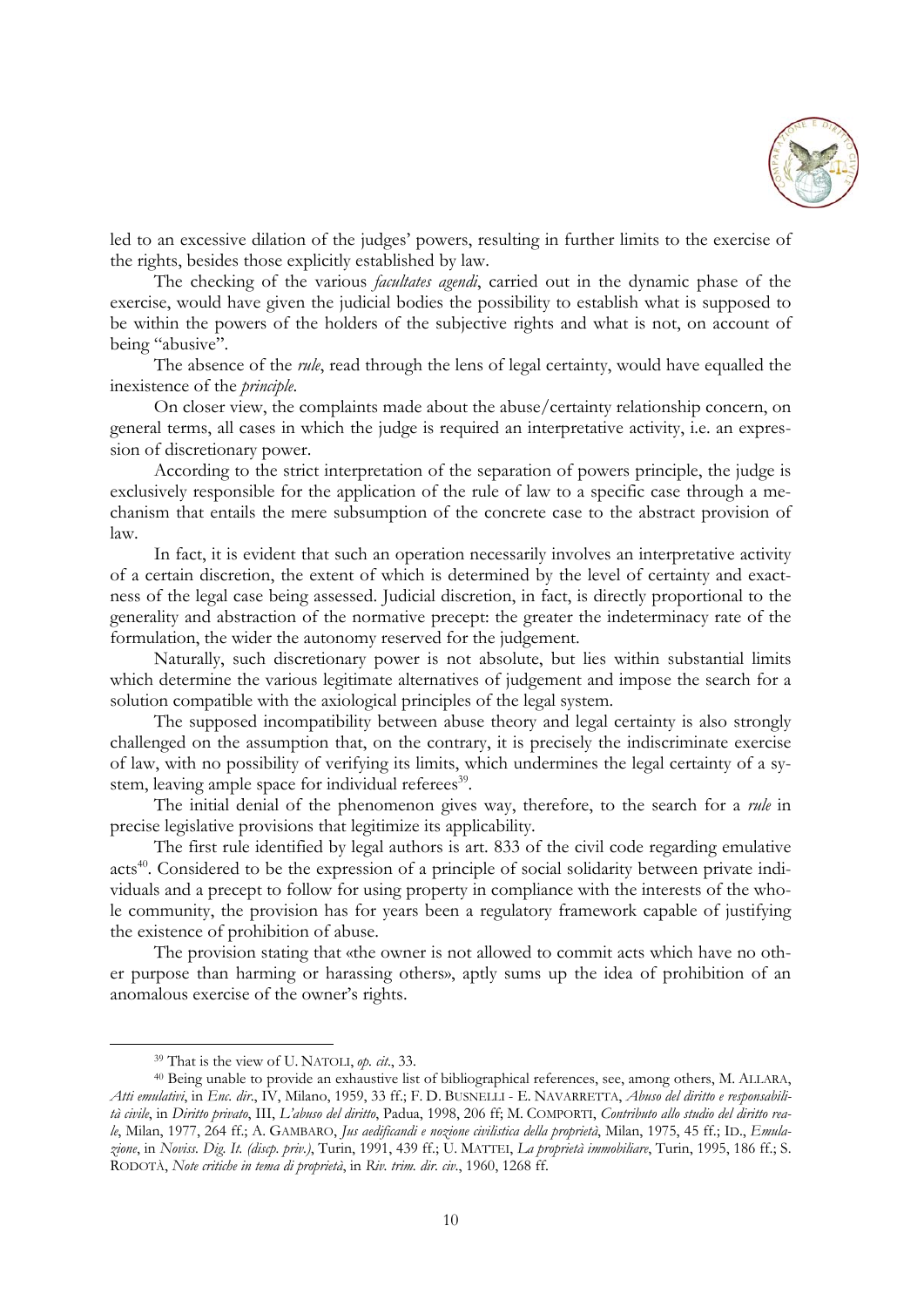led to an excessive dilation of the judges' powers, resulting in further limits to the exercise of the rights, besides those explicitly established by law.

The checking of the various *facultates agendi*, carried out in the dynamic phase of the exercise, would have given the judicial bodies the possibility to establish what is supposed to be within the powers of the holders of the subjective rights and what is not, on account of being "abusive".

The absence of the *rule*, read through the lens of legal certainty, would have equalled the inexistence of the *principle*.

On closer view, the complaints made about the abuse/certainty relationship concern, on general terms, all cases in which the judge is required an interpretative activity, i.e. an expression of discretionary power.

According to the strict interpretation of the separation of powers principle, the judge is exclusively responsible for the application of the rule of law to a specific case through a mechanism that entails the mere subsumption of the concrete case to the abstract provision of law.

In fact, it is evident that such an operation necessarily involves an interpretative activity of a certain discretion, the extent of which is determined by the level of certainty and exactness of the legal case being assessed. Judicial discretion, in fact, is directly proportional to the generality and abstraction of the normative precept: the greater the indeterminacy rate of the formulation, the wider the autonomy reserved for the judgement.

Naturally, such discretionary power is not absolute, but lies within substantial limits which determine the various legitimate alternatives of judgement and impose the search for a solution compatible with the axiological principles of the legal system.

The supposed incompatibility between abuse theory and legal certainty is also strongly challenged on the assumption that, on the contrary, it is precisely the indiscriminate exercise of law, with no possibility of verifying its limits, which undermines the legal certainty of a system, leaving ample space for individual referees[39].

The initial denial of the phenomenon gives way, therefore, to the search for a *rule* in precise legislative provisions that legitimize its applicability.

The first rule identified by legal authors is art. 833 of the civil code regarding emulative acts[40]. Considered to be the expression of a principle of social solidarity between private individuals and a precept to follow for using property in compliance with the interests of the whole community, the provision has for years been a regulatory framework capable of justifying the existence of prohibition of abuse.

The provision stating that «the owner is not allowed to commit acts which have no other purpose than harming or harassing others», aptly sums up the idea of prohibition of an anomalous exercise of the owner's rights.

---

[39] That is the view of U. NATOLI, *op. cit*., 33.

[40] Being unable to provide an exhaustive list of bibliographical references, see, among others, M. ALLARA, *Atti emulativi*, in *Enc. dir*., IV, Milano, 1959, 33 ff.; F. D. BUSNELLI - E. NAVARRETTA, *Abuso del diritto e responsabilità civile*, in *Diritto privato*, III, *L'abuso del diritto*, Padua, 1998, 206 ff; M. COMPORTI, *Contributo allo studio del diritto reale*, Milan, 1977, 264 ff.; A. GAMBARO, *Jus aedificandi e nozione civilistica della proprietà*, Milan, 1975, 45 ff.; ID., *Emulazione*, in *Noviss. Dig. It. (discp. priv.)*, Turin, 1991, 439 ff.; U. MATTEI, *La proprietà immobiliare*, Turin, 1995, 186 ff.; S. RODOTÀ, *Note critiche in tema di proprietà*, in *Riv. trim. dir. civ*., 1960, 1268 ff.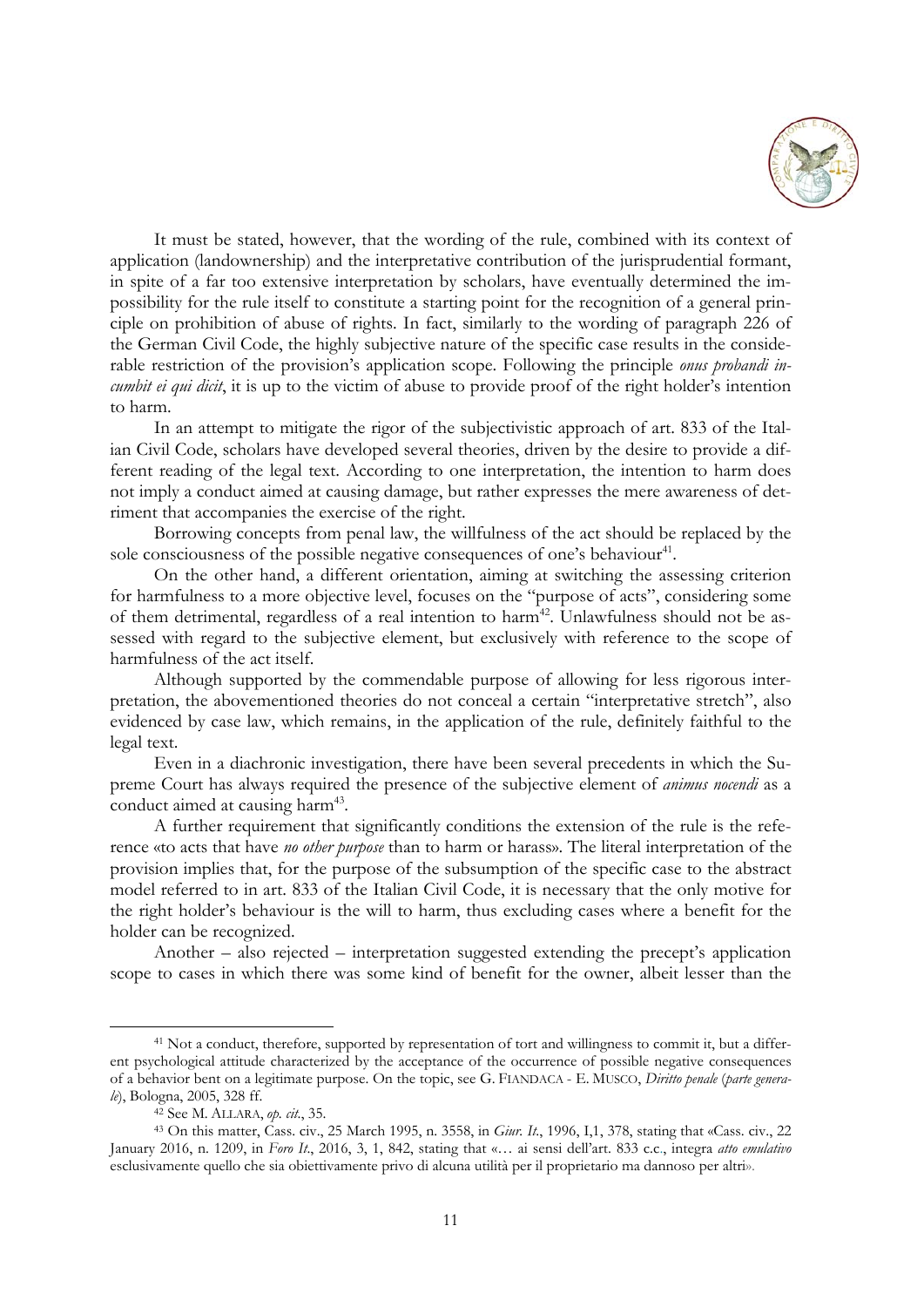It must be stated, however, that the wording of the rule, combined with its context of application (landownership) and the interpretative contribution of the jurisprudential formant, in spite of a far too extensive interpretation by scholars, have eventually determined the impossibility for the rule itself to constitute a starting point for the recognition of a general principle on prohibition of abuse of rights. In fact, similarly to the wording of paragraph 226 of the German Civil Code, the highly subjective nature of the specific case results in the considerable restriction of the provision's application scope. Following the principle *onus probandi incumbit ei qui dicit*, it is up to the victim of abuse to provide proof of the right holder's intention to harm.

In an attempt to mitigate the rigor of the subjectivistic approach of art. 833 of the Italian Civil Code, scholars have developed several theories, driven by the desire to provide a different reading of the legal text. According to one interpretation, the intention to harm does not imply a conduct aimed at causing damage, but rather expresses the mere awareness of detriment that accompanies the exercise of the right.

Borrowing concepts from penal law, the willfulness of the act should be replaced by the sole consciousness of the possible negative consequences of one's behaviour[41].

On the other hand, a different orientation, aiming at switching the assessing criterion for harmfulness to a more objective level, focuses on the "purpose of acts", considering some of them detrimental, regardless of a real intention to harm[42]. Unlawfulness should not be assessed with regard to the subjective element, but exclusively with reference to the scope of harmfulness of the act itself.

Although supported by the commendable purpose of allowing for less rigorous interpretation, the abovementioned theories do not conceal a certain "interpretative stretch", also evidenced by case law, which remains, in the application of the rule, definitely faithful to the legal text.

Even in a diachronic investigation, there have been several precedents in which the Supreme Court has always required the presence of the subjective element of *animus nocendi* as a conduct aimed at causing harm[43].

A further requirement that significantly conditions the extension of the rule is the reference «to acts that have *no other purpose* than to harm or harass». The literal interpretation of the provision implies that, for the purpose of the subsumption of the specific case to the abstract model referred to in art. 833 of the Italian Civil Code, it is necessary that the only motive for the right holder's behaviour is the will to harm, thus excluding cases where a benefit for the holder can be recognized.

Another – also rejected – interpretation suggested extending the precept's application scope to cases in which there was some kind of benefit for the owner, albeit lesser than the

---

[41] Not a conduct, therefore, supported by representation of tort and willingness to commit it, but a different psychological attitude characterized by the acceptance of the occurrence of possible negative consequences of a behavior bent on a legitimate purpose. On the topic, see G. FIANDACA - E. MUSCO, *Diritto penale* (*parte generale*), Bologna, 2005, 328 ff.

[42] See M. ALLARA, *op. cit.*, 35.

[43] On this matter, Cass. civ., 25 March 1995, n. 3558, in *Giur. It.*, 1996, I,1, 378, stating that «Cass. civ., 22 January 2016, n. 1209, in *Foro It.*, 2016, 3, 1, 842, stating that «… ai sensi dell'art. 833 c.c., integra *atto emulativo* esclusivamente quello che sia obiettivamente privo di alcuna utilità per il proprietario ma dannoso per altri».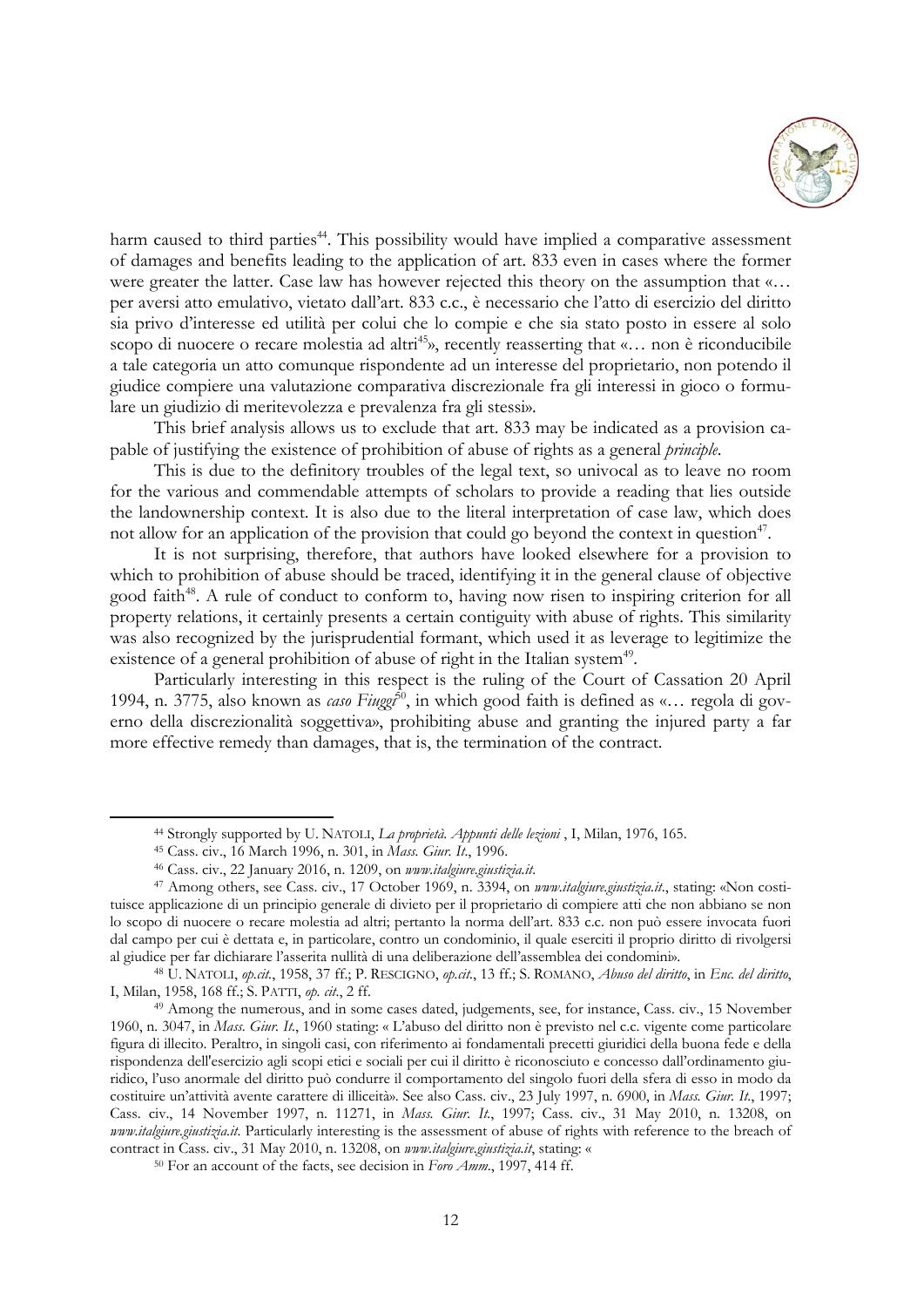harm caused to third parties[44]. This possibility would have implied a comparative assessment of damages and benefits leading to the application of art. 833 even in cases where the former were greater the latter. Case law has however rejected this theory on the assumption that «… per aversi atto emulativo, vietato dall'art. 833 c.c., è necessario che l'atto di esercizio del diritto sia privo d'interesse ed utilità per colui che lo compie e che sia stato posto in essere al solo scopo di nuocere o recare molestia ad altri[45]», recently reasserting that «… non è riconducibile a tale categoria un atto comunque rispondente ad un interesse del proprietario, non potendo il giudice compiere una valutazione comparativa discrezionale fra gli interessi in gioco o formulare un giudizio di meritevolezza e prevalenza fra gli stessi».

This brief analysis allows us to exclude that art. 833 may be indicated as a provision capable of justifying the existence of prohibition of abuse of rights as a general *principle*.

This is due to the definitory troubles of the legal text, so univocal as to leave no room for the various and commendable attempts of scholars to provide a reading that lies outside the landownership context. It is also due to the literal interpretation of case law, which does not allow for an application of the provision that could go beyond the context in question[47].

It is not surprising, therefore, that authors have looked elsewhere for a provision to which to prohibition of abuse should be traced, identifying it in the general clause of objective good faith[48]. A rule of conduct to conform to, having now risen to inspiring criterion for all property relations, it certainly presents a certain contiguity with abuse of rights. This similarity was also recognized by the jurisprudential formant, which used it as leverage to legitimize the existence of a general prohibition of abuse of right in the Italian system[49].

Particularly interesting in this respect is the ruling of the Court of Cassation 20 April 1994, n. 3775, also known as *caso Fiuggi*[50], in which good faith is defined as «… regola di governo della discrezionalità soggettiva», prohibiting abuse and granting the injured party a far more effective remedy than damages, that is, the termination of the contract.

---

[44] Strongly supported by U. NATOLI, *La proprietà. Appunti delle lezioni* , I, Milan, 1976, 165.

[45] Cass. civ., 16 March 1996, n. 301, in *Mass. Giur. It.*, 1996.

[46] Cass. civ., 22 January 2016, n. 1209, on *www.italgiure.giustizia.it*.

[47] Among others, see Cass. civ., 17 October 1969, n. 3394, on *www.italgiure.giustizia.it.*, stating: «Non costituisce applicazione di un principio generale di divieto per il proprietario di compiere atti che non abbiano se non lo scopo di nuocere o recare molestia ad altri; pertanto la norma dell'art. 833 c.c. non può essere invocata fuori dal campo per cui è dettata e, in particolare, contro un condominio, il quale eserciti il proprio diritto di rivolgersi al giudice per far dichiarare l'asserita nullità di una deliberazione dell'assemblea dei condomini».

[48] U. NATOLI, *op.cit.*, 1958, 37 ff.; P. RESCIGNO, *op.cit.*, 13 ff.; S. ROMANO, *Abuso del diritto*, in *Enc. del diritto*, I, Milan, 1958, 168 ff.; S. PATTI, *op. cit*., 2 ff.

[49] Among the numerous, and in some cases dated, judgements, see, for instance, Cass. civ., 15 November 1960, n. 3047, in *Mass. Giur. It.*, 1960 stating: « L'abuso del diritto non è previsto nel c.c. vigente come particolare figura di illecito. Peraltro, in singoli casi, con riferimento ai fondamentali precetti giuridici della buona fede e della rispondenza dell'esercizio agli scopi etici e sociali per cui il diritto è riconosciuto e concesso dall'ordinamento giuridico, l'uso anormale del diritto può condurre il comportamento del singolo fuori della sfera di esso in modo da costituire un'attività avente carattere di illiceità». See also Cass. civ., 23 July 1997, n. 6900, in *Mass. Giur. It.*, 1997; Cass. civ., 14 November 1997, n. 11271, in *Mass. Giur. It.*, 1997; Cass. civ., 31 May 2010, n. 13208, on *www.italgiure.giustizia.it*. Particularly interesting is the assessment of abuse of rights with reference to the breach of contract in Cass. civ., 31 May 2010, n. 13208, on *www.italgiure.giustizia.it*, stating: «

[50] For an account of the facts, see decision in *Foro Amm*., 1997, 414 ff.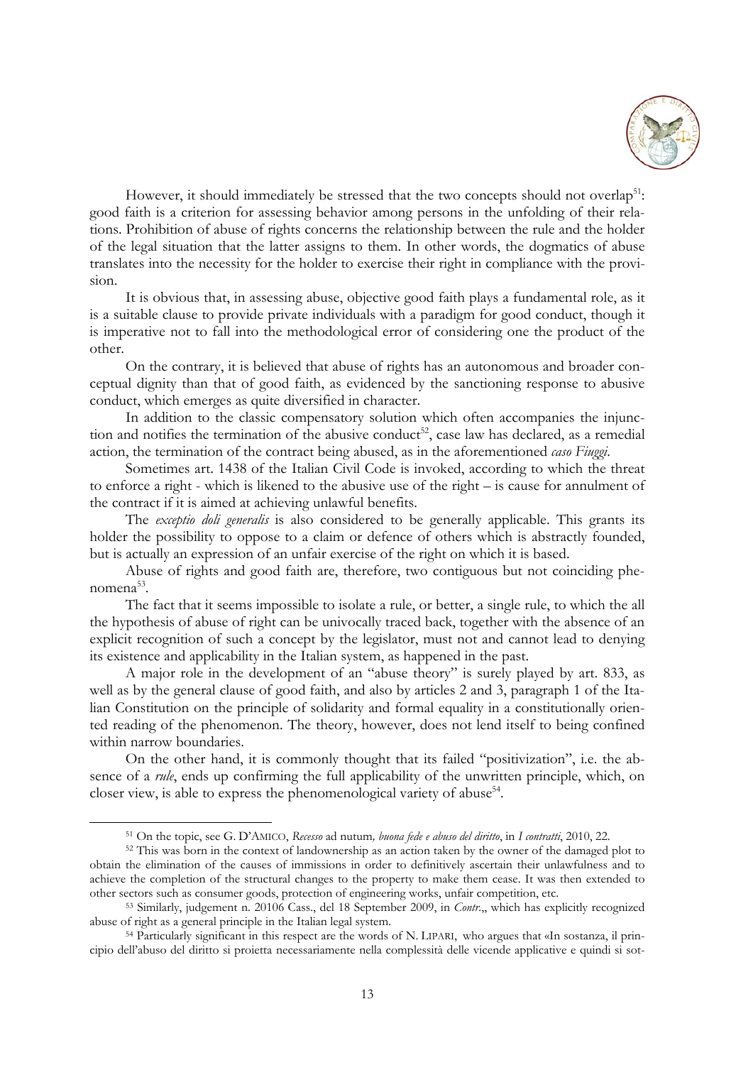However, it should immediately be stressed that the two concepts should not overlap[51]: good faith is a criterion for assessing behavior among persons in the unfolding of their relations. Prohibition of abuse of rights concerns the relationship between the rule and the holder of the legal situation that the latter assigns to them. In other words, the dogmatics of abuse translates into the necessity for the holder to exercise their right in compliance with the provision.

It is obvious that, in assessing abuse, objective good faith plays a fundamental role, as it is a suitable clause to provide private individuals with a paradigm for good conduct, though it is imperative not to fall into the methodological error of considering one the product of the other.

On the contrary, it is believed that abuse of rights has an autonomous and broader conceptual dignity than that of good faith, as evidenced by the sanctioning response to abusive conduct, which emerges as quite diversified in character.

In addition to the classic compensatory solution which often accompanies the injunction and notifies the termination of the abusive conduct[52], case law has declared, as a remedial action, the termination of the contract being abused, as in the aforementioned *caso Fiuggi*.

Sometimes art. 1438 of the Italian Civil Code is invoked, according to which the threat to enforce a right - which is likened to the abusive use of the right – is cause for annulment of the contract if it is aimed at achieving unlawful benefits.

The *exceptio doli generalis* is also considered to be generally applicable. This grants its holder the possibility to oppose to a claim or defence of others which is abstractly founded, but is actually an expression of an unfair exercise of the right on which it is based.

Abuse of rights and good faith are, therefore, two contiguous but not coinciding phenomena[53].

The fact that it seems impossible to isolate a rule, or better, a single rule, to which the all the hypothesis of abuse of right can be univocally traced back, together with the absence of an explicit recognition of such a concept by the legislator, must not and cannot lead to denying its existence and applicability in the Italian system, as happened in the past.

A major role in the development of an "abuse theory" is surely played by art. 833, as well as by the general clause of good faith, and also by articles 2 and 3, paragraph 1 of the Italian Constitution on the principle of solidarity and formal equality in a constitutionally oriented reading of the phenomenon. The theory, however, does not lend itself to being confined within narrow boundaries.

On the other hand, it is commonly thought that its failed "positivization", i.e. the absence of a *rule*, ends up confirming the full applicability of the unwritten principle, which, on closer view, is able to express the phenomenological variety of abuse[54].

---

[51] On the topic, see G. D'AMICO, *Recesso* ad nutum*, buona fede e abuso del diritto*, in *I contratti*, 2010, 22.

[52] This was born in the context of landownership as an action taken by the owner of the damaged plot to obtain the elimination of the causes of immissions in order to definitively ascertain their unlawfulness and to achieve the completion of the structural changes to the property to make them cease. It was then extended to other sectors such as consumer goods, protection of engineering works, unfair competition, etc.

[53] Similarly, judgement n. 20106 Cass., del 18 September 2009, in *Contr*.,, which has explicitly recognized abuse of right as a general principle in the Italian legal system.

[54] Particularly significant in this respect are the words of N. LIPARI, who argues that «In sostanza, il principio dell'abuso del diritto si proietta necessariamente nella complessità delle vicende applicative e quindi si sot-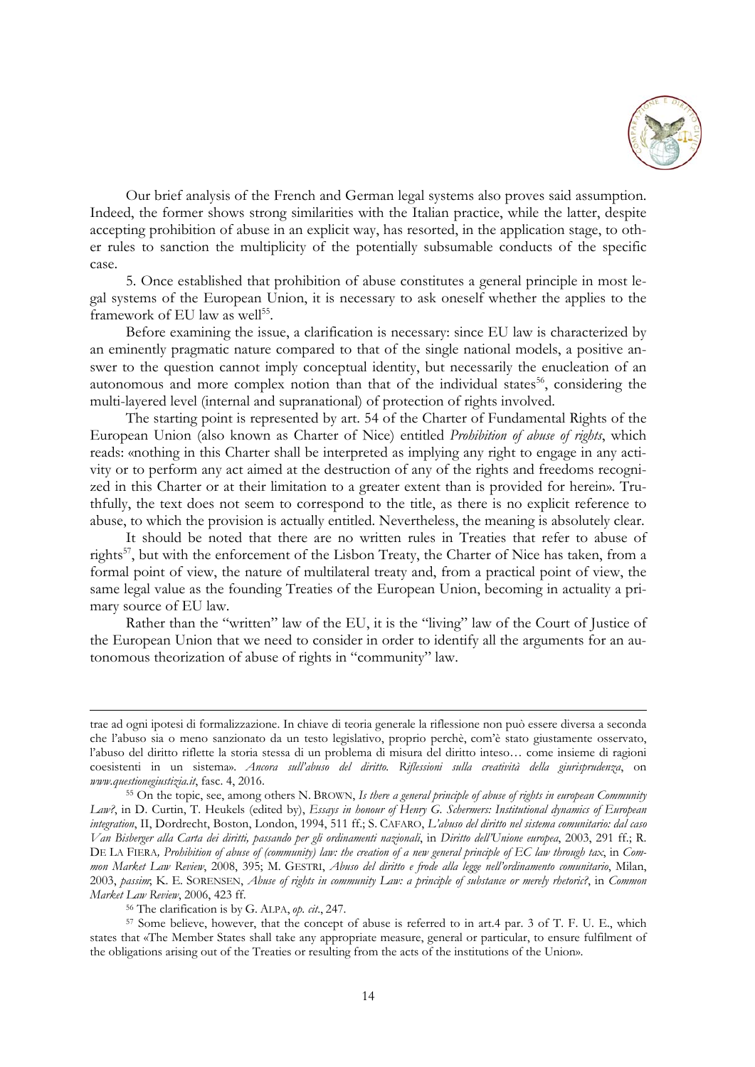Our brief analysis of the French and German legal systems also proves said assumption. Indeed, the former shows strong similarities with the Italian practice, while the latter, despite accepting prohibition of abuse in an explicit way, has resorted, in the application stage, to other rules to sanction the multiplicity of the potentially subsumable conducts of the specific case.

5. Once established that prohibition of abuse constitutes a general principle in most legal systems of the European Union, it is necessary to ask oneself whether the applies to the framework of EU law as well[55].

Before examining the issue, a clarification is necessary: since EU law is characterized by an eminently pragmatic nature compared to that of the single national models, a positive answer to the question cannot imply conceptual identity, but necessarily the enucleation of an autonomous and more complex notion than that of the individual states[56], considering the multi-layered level (internal and supranational) of protection of rights involved.

The starting point is represented by art. 54 of the Charter of Fundamental Rights of the European Union (also known as Charter of Nice) entitled *Prohibition of abuse of rights*, which reads: «nothing in this Charter shall be interpreted as implying any right to engage in any activity or to perform any act aimed at the destruction of any of the rights and freedoms recognized in this Charter or at their limitation to a greater extent than is provided for herein». Truthfully, the text does not seem to correspond to the title, as there is no explicit reference to abuse, to which the provision is actually entitled. Nevertheless, the meaning is absolutely clear.

It should be noted that there are no written rules in Treaties that refer to abuse of rights[57], but with the enforcement of the Lisbon Treaty, the Charter of Nice has taken, from a formal point of view, the nature of multilateral treaty and, from a practical point of view, the same legal value as the founding Treaties of the European Union, becoming in actuality a primary source of EU law.

Rather than the "written" law of the EU, it is the "living" law of the Court of Justice of the European Union that we need to consider in order to identify all the arguments for an autonomous theorization of abuse of rights in "community" law.

---

trae ad ogni ipotesi di formalizzazione. In chiave di teoria generale la riflessione non può essere diversa a seconda che l'abuso sia o meno sanzionato da un testo legislativo, proprio perchè, com'è stato giustamente osservato, l'abuso del diritto riflette la storia stessa di un problema di misura del diritto inteso… come insieme di ragioni coesistenti in un sistema». *Ancora sull'abuso del diritto. Riflessioni sulla creatività della giurisprudenza*, on *www.questionegiustizia.it*, fasc. 4, 2016.

[55] On the topic, see, among others N. BROWN, *Is there a general principle of abuse of rights in european Community Law?*, in D. Curtin, T. Heukels (edited by), *Essays in honour of Henry G. Schermers: Institutional dynamics of European integration*, II, Dordrecht, Boston, London, 1994, 511 ff.; S. CAFARO, *L'abuso del diritto nel sistema comunitario: dal caso Van Bisberger alla Carta dei diritti, passando per gli ordinamenti nazionali*, in *Diritto dell'Unione europea*, 2003, 291 ff.; R. DE LA FIERA, *Prohibition of abuse of (community) law: the creation of a new general principle of EC law through tax*, in *Common Market Law Review*, 2008, 395; M. GESTRI, *Abuso del diritto e frode alla legge nell'ordinamento comunitario*, Milan, 2003, *passim*; K. E. SORENSEN, *Abuse of rights in community Law: a principle of substance or merely rhetoric?*, in *Common Market Law Review*, 2006, 423 ff.

[56] The clarification is by G. ALPA, *op. cit*., 247.

[57] Some believe, however, that the concept of abuse is referred to in art.4 par. 3 of T. F. U. E., which states that «The Member States shall take any appropriate measure, general or particular, to ensure fulfilment of the obligations arising out of the Treaties or resulting from the acts of the institutions of the Union».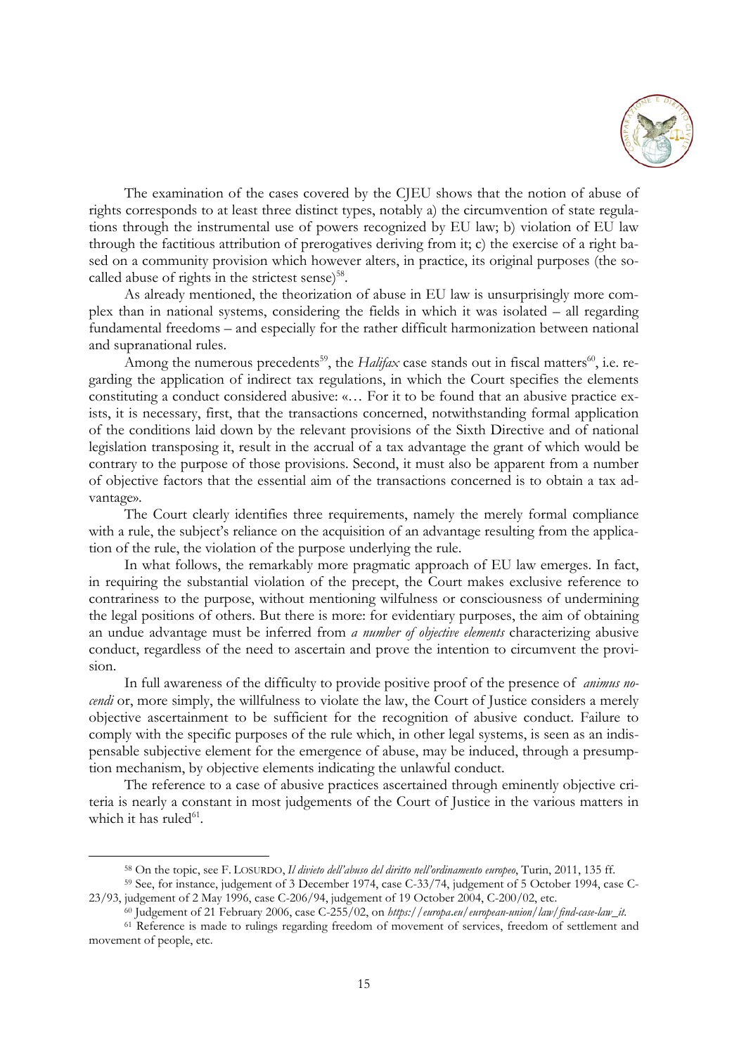The examination of the cases covered by the CJEU shows that the notion of abuse of rights corresponds to at least three distinct types, notably a) the circumvention of state regulations through the instrumental use of powers recognized by EU law; b) violation of EU law through the factitious attribution of prerogatives deriving from it; c) the exercise of a right based on a community provision which however alters, in practice, its original purposes (the so-called abuse of rights in the strictest sense)[58].

As already mentioned, the theorization of abuse in EU law is unsurprisingly more complex than in national systems, considering the fields in which it was isolated – all regarding fundamental freedoms – and especially for the rather difficult harmonization between national and supranational rules.

Among the numerous precedents[59], the *Halifax* case stands out in fiscal matters[60], i.e. regarding the application of indirect tax regulations, in which the Court specifies the elements constituting a conduct considered abusive: «… For it to be found that an abusive practice exists, it is necessary, first, that the transactions concerned, notwithstanding formal application of the conditions laid down by the relevant provisions of the Sixth Directive and of national legislation transposing it, result in the accrual of a tax advantage the grant of which would be contrary to the purpose of those provisions. Second, it must also be apparent from a number of objective factors that the essential aim of the transactions concerned is to obtain a tax advantage».

The Court clearly identifies three requirements, namely the merely formal compliance with a rule, the subject's reliance on the acquisition of an advantage resulting from the application of the rule, the violation of the purpose underlying the rule.

In what follows, the remarkably more pragmatic approach of EU law emerges. In fact, in requiring the substantial violation of the precept, the Court makes exclusive reference to contrariness to the purpose, without mentioning wilfulness or consciousness of undermining the legal positions of others. But there is more: for evidentiary purposes, the aim of obtaining an undue advantage must be inferred from *a number of objective elements* characterizing abusive conduct, regardless of the need to ascertain and prove the intention to circumvent the provision.

In full awareness of the difficulty to provide positive proof of the presence of *animus nocendi* or, more simply, the willfulness to violate the law, the Court of Justice considers a merely objective ascertainment to be sufficient for the recognition of abusive conduct. Failure to comply with the specific purposes of the rule which, in other legal systems, is seen as an indispensable subjective element for the emergence of abuse, may be induced, through a presumption mechanism, by objective elements indicating the unlawful conduct.

The reference to a case of abusive practices ascertained through eminently objective criteria is nearly a constant in most judgements of the Court of Justice in the various matters in which it has ruled[61].

---

[58] On the topic, see F. LOSURDO, *Il divieto dell'abuso del diritto nell'ordinamento europeo*, Turin, 2011, 135 ff.

[59] See, for instance, judgement of 3 December 1974, case C-33/74, judgement of 5 October 1994, case C-23/93, judgement of 2 May 1996, case C-206/94, judgement of 19 October 2004, C-200/02, etc.

[60] Judgement of 21 February 2006, case C-255/02, on *https://europa.eu/european-union/law/find-case-law_it.*

[61] Reference is made to rulings regarding freedom of movement of services, freedom of settlement and movement of people, etc.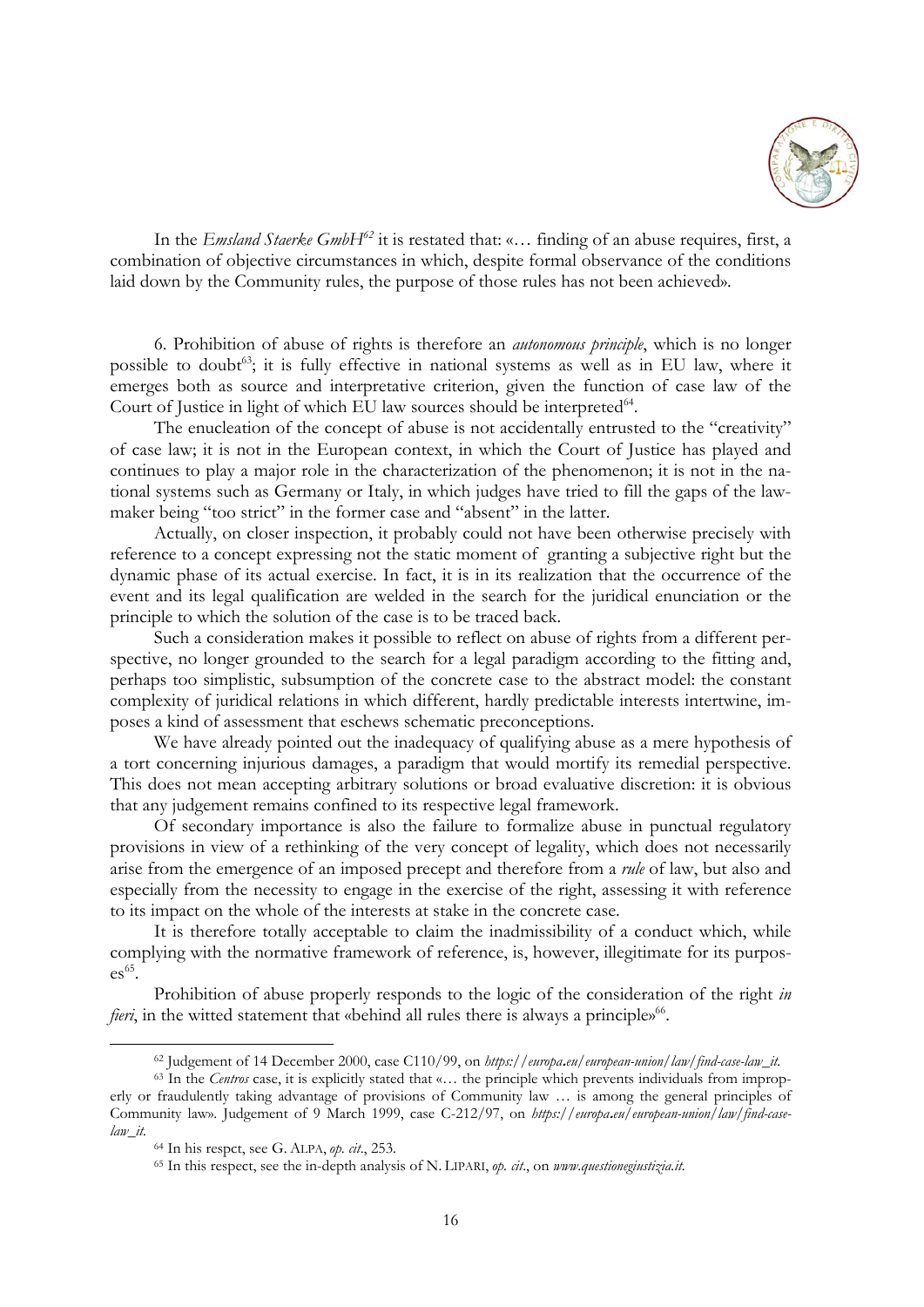In the *Emsland Staerke GmbH*[62] it is restated that: «… finding of an abuse requires, first, a combination of objective circumstances in which, despite formal observance of the conditions laid down by the Community rules, the purpose of those rules has not been achieved».

6. Prohibition of abuse of rights is therefore an *autonomous principle*, which is no longer possible to doubt[63]; it is fully effective in national systems as well as in EU law, where it emerges both as source and interpretative criterion, given the function of case law of the Court of Justice in light of which EU law sources should be interpreted[64].

The enucleation of the concept of abuse is not accidentally entrusted to the "creativity" of case law; it is not in the European context, in which the Court of Justice has played and continues to play a major role in the characterization of the phenomenon; it is not in the national systems such as Germany or Italy, in which judges have tried to fill the gaps of the lawmaker being "too strict" in the former case and "absent" in the latter.

Actually, on closer inspection, it probably could not have been otherwise precisely with reference to a concept expressing not the static moment of granting a subjective right but the dynamic phase of its actual exercise. In fact, it is in its realization that the occurrence of the event and its legal qualification are welded in the search for the juridical enunciation or the principle to which the solution of the case is to be traced back.

Such a consideration makes it possible to reflect on abuse of rights from a different perspective, no longer grounded to the search for a legal paradigm according to the fitting and, perhaps too simplistic, subsumption of the concrete case to the abstract model: the constant complexity of juridical relations in which different, hardly predictable interests intertwine, imposes a kind of assessment that eschews schematic preconceptions.

We have already pointed out the inadequacy of qualifying abuse as a mere hypothesis of a tort concerning injurious damages, a paradigm that would mortify its remedial perspective. This does not mean accepting arbitrary solutions or broad evaluative discretion: it is obvious that any judgement remains confined to its respective legal framework.

Of secondary importance is also the failure to formalize abuse in punctual regulatory provisions in view of a rethinking of the very concept of legality, which does not necessarily arise from the emergence of an imposed precept and therefore from a *rule* of law, but also and especially from the necessity to engage in the exercise of the right, assessing it with reference to its impact on the whole of the interests at stake in the concrete case.

It is therefore totally acceptable to claim the inadmissibility of a conduct which, while complying with the normative framework of reference, is, however, illegitimate for its purposes[65].

Prohibition of abuse properly responds to the logic of the consideration of the right *in fieri*, in the witted statement that «behind all rules there is always a principle»[66].

---

[62] Judgement of 14 December 2000, case C110/99, on *https://europa.eu/european-union/law/find-case-law_it.*

[63] In the *Centros* case, it is explicitly stated that «… the principle which prevents individuals from improperly or fraudulently taking advantage of provisions of Community law … is among the general principles of Community law». Judgement of 9 March 1999, case C-212/97, on *https://europa.eu/european-union/law/find-case-law_it.*

[64] In his respct, see G. ALPA, *op. cit.*, 253.

[65] In this respect, see the in-depth analysis of N. LIPARI, *op. cit.*, on *www.questionegiustizia.it.*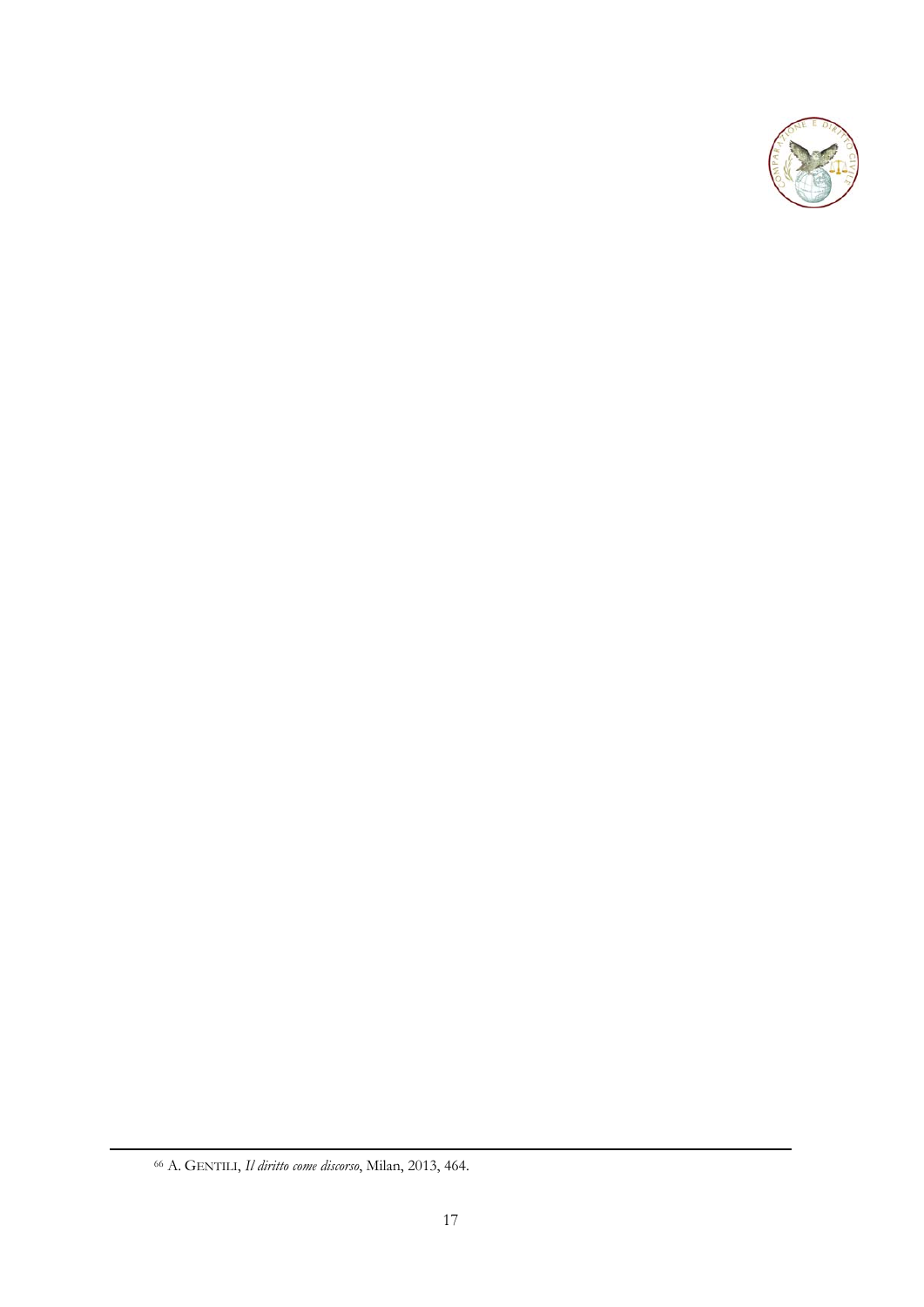[66] A. GENTILI, *Il diritto come discorso*, Milan, 2013, 464.